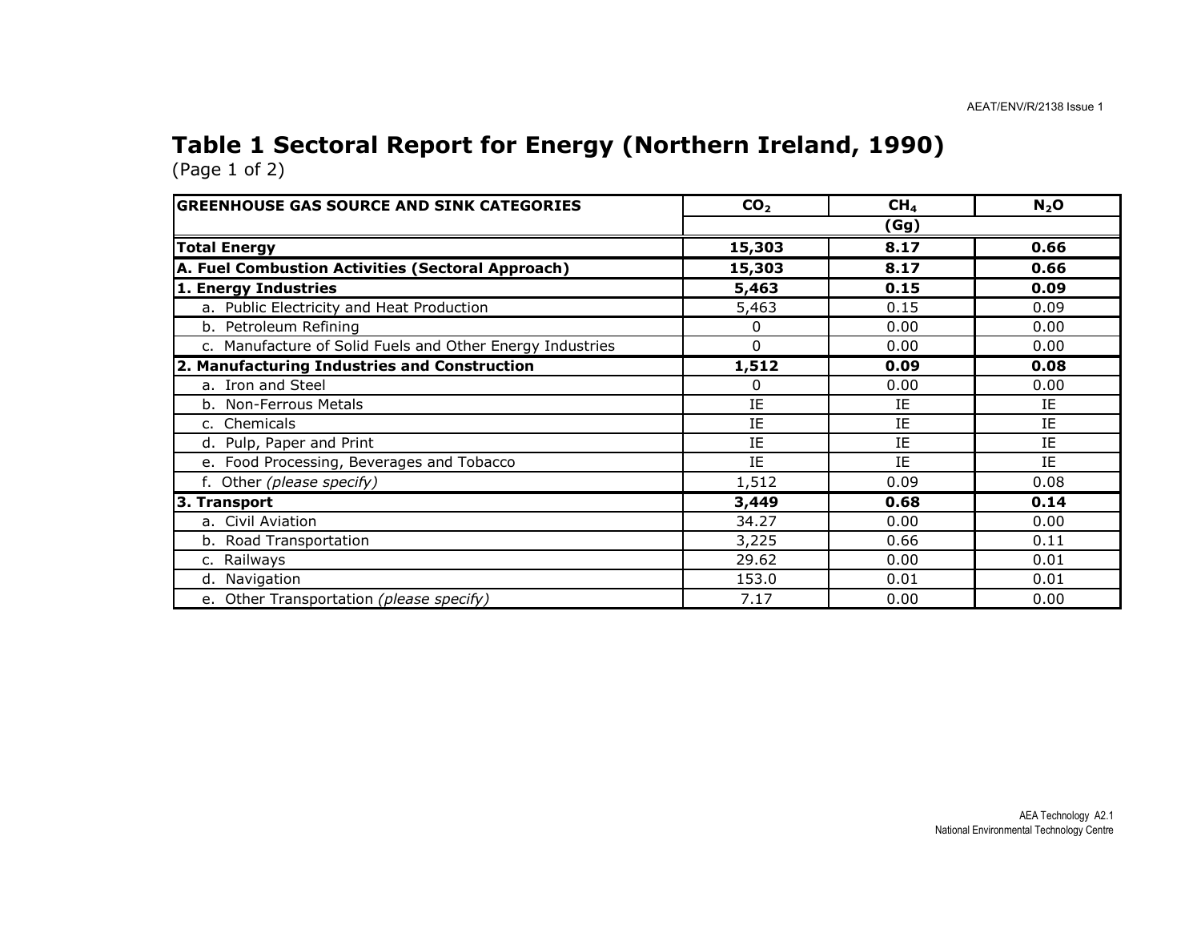## Table 1 Sectoral Report for Energy (Northern Ireland, 1990)

(Page 1 of 2)

| GREENHOUSE GAS SOURCE AND SINK CATEGORIES | $CO_2$ | $CH_4$ | $N_2O$ |
|---|---|---|---|
| | | (Gg) | |
| **Total Energy** | **15,303** | **8.17** | **0.66** |
| **A. Fuel Combustion Activities (Sectoral Approach)** | **15,303** | **8.17** | **0.66** |
| **1. Energy Industries** | **5,463** | **0.15** | **0.09** |
| a. Public Electricity and Heat Production | 5,463 | 0.15 | 0.09 |
| b. Petroleum Refining | 0 | 0.00 | 0.00 |
| c. Manufacture of Solid Fuels and Other Energy Industries | 0 | 0.00 | 0.00 |
| **2. Manufacturing Industries and Construction** | **1,512** | **0.09** | **0.08** |
| a. Iron and Steel | 0 | 0.00 | 0.00 |
| b. Non-Ferrous Metals | IE | IE | IE |
| c. Chemicals | IE | IE | IE |
| d. Pulp, Paper and Print | IE | IE | IE |
| e. Food Processing, Beverages and Tobacco | IE | IE | IE |
| f. Other *(please specify)* | 1,512 | 0.09 | 0.08 |
| **3. Transport** | **3,449** | **0.68** | **0.14** |
| a. Civil Aviation | 34.27 | 0.00 | 0.00 |
| b. Road Transportation | 3,225 | 0.66 | 0.11 |
| c. Railways | 29.62 | 0.00 | 0.01 |
| d. Navigation | 153.0 | 0.01 | 0.01 |
| e. Other Transportation *(please specify)* | 7.17 | 0.00 | 0.00 |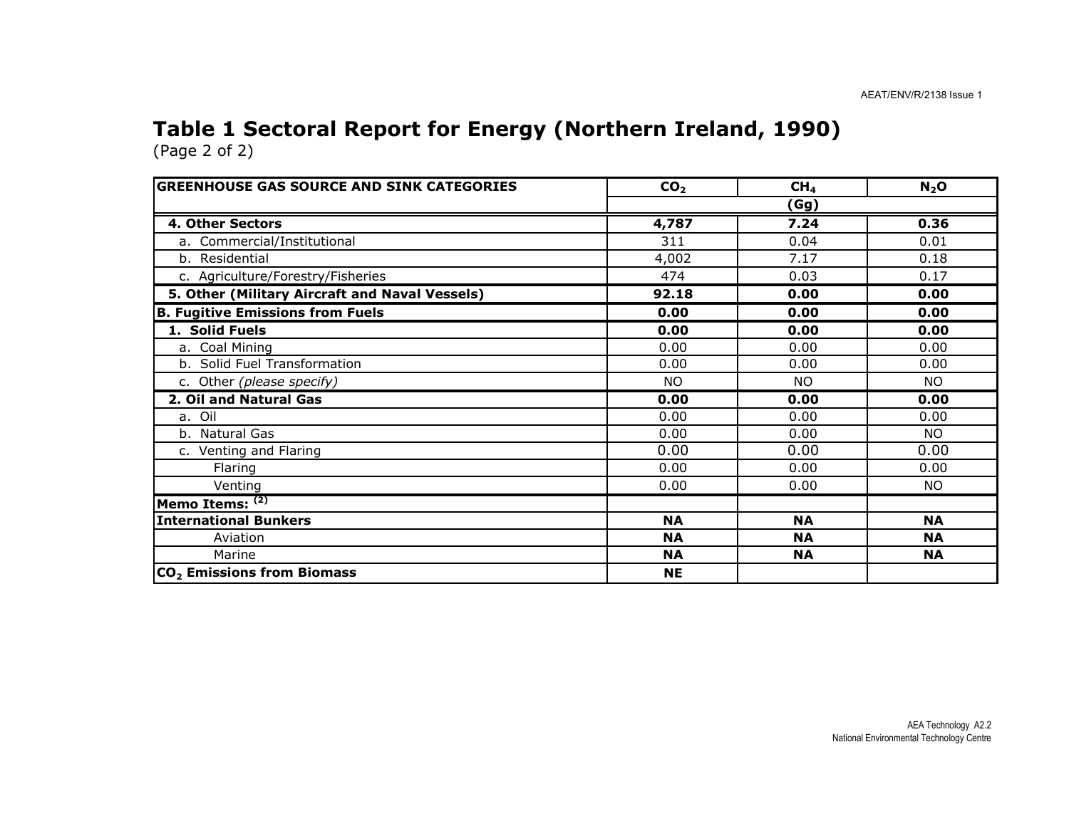# Table 1 Sectoral Report for Energy (Northern Ireland, 1990)

(Page 2 of 2)

| GREENHOUSE GAS SOURCE AND SINK CATEGORIES | $CO_2$ | $CH_4$ | $N_2O$ |
|---|---|---|---|
| | (Gg) | | |
| **4. Other Sectors** | **4,787** | **7.24** | **0.36** |
| a. Commercial/Institutional | 311 | 0.04 | 0.01 |
| b. Residential | 4,002 | 7.17 | 0.18 |
| c. Agriculture/Forestry/Fisheries | 474 | 0.03 | 0.17 |
| **5. Other (Military Aircraft and Naval Vessels)** | **92.18** | **0.00** | **0.00** |
| **B. Fugitive Emissions from Fuels** | **0.00** | **0.00** | **0.00** |
| **1. Solid Fuels** | **0.00** | **0.00** | **0.00** |
| a. Coal Mining | 0.00 | 0.00 | 0.00 |
| b. Solid Fuel Transformation | 0.00 | 0.00 | 0.00 |
| c. Other *(please specify)* | NO | NO | NO |
| **2. Oil and Natural Gas** | **0.00** | **0.00** | **0.00** |
| a. Oil | 0.00 | 0.00 | 0.00 |
| b. Natural Gas | 0.00 | 0.00 | NO |
| c. Venting and Flaring | 0.00 | 0.00 | 0.00 |
| Flaring | 0.00 | 0.00 | 0.00 |
| Venting | 0.00 | 0.00 | NO |
| **Memo Items:** [(2)] | | | |
| **International Bunkers** | **NA** | **NA** | **NA** |
| Aviation | **NA** | **NA** | **NA** |
| Marine | **NA** | **NA** | **NA** |
| **$CO_2$ Emissions from Biomass** | **NE** | | |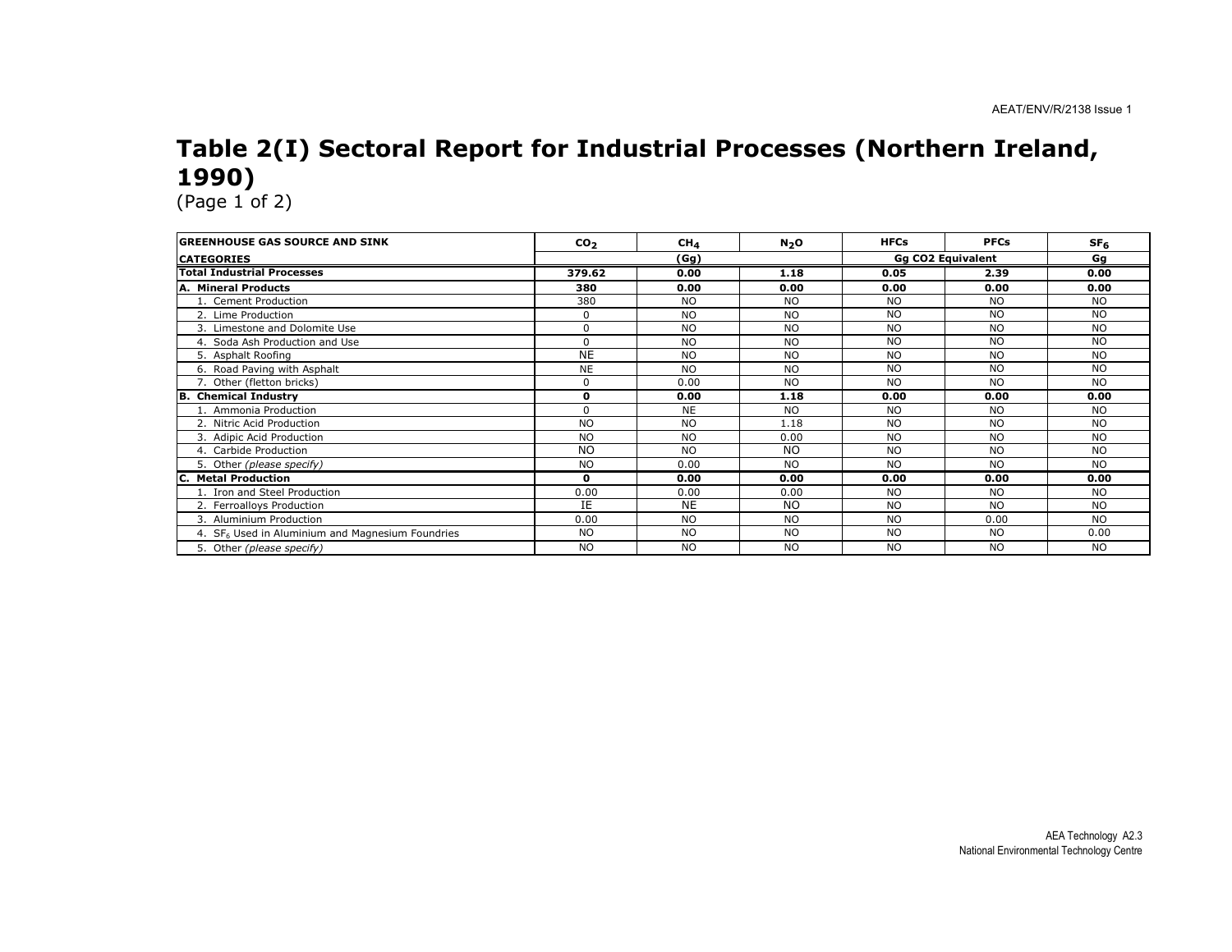# Table 2(I) Sectoral Report for Industrial Processes (Northern Ireland, 1990)

(Page 1 of 2)

| GREENHOUSE GAS SOURCE AND SINK | $CO_2$ | $CH_4$ | $N_2O$ | HFCs | PFCs | $SF_6$ |
|---|---|---|---|---|---|---|
| CATEGORIES | (Gg) | | | Gg CO2 Equivalent | | Gg |
| **Total Industrial Processes** | **379.62** | **0.00** | **1.18** | **0.05** | **2.39** | **0.00** |
| **A. Mineral Products** | **380** | **0.00** | **0.00** | **0.00** | **0.00** | **0.00** |
| 1. Cement Production | 380 | NO | NO | NO | NO | NO |
| 2. Lime Production | 0 | NO | NO | NO | NO | NO |
| 3. Limestone and Dolomite Use | 0 | NO | NO | NO | NO | NO |
| 4. Soda Ash Production and Use | 0 | NO | NO | NO | NO | NO |
| 5. Asphalt Roofing | NE | NO | NO | NO | NO | NO |
| 6. Road Paving with Asphalt | NE | NO | NO | NO | NO | NO |
| 7. Other (fletton bricks) | 0 | 0.00 | NO | NO | NO | NO |
| **B. Chemical Industry** | **0** | **0.00** | **1.18** | **0.00** | **0.00** | **0.00** |
| 1. Ammonia Production | 0 | NE | NO | NO | NO | NO |
| 2. Nitric Acid Production | NO | NO | 1.18 | NO | NO | NO |
| 3. Adipic Acid Production | NO | NO | 0.00 | NO | NO | NO |
| 4. Carbide Production | NO | NO | NO | NO | NO | NO |
| 5. Other *(please specify)* | NO | 0.00 | NO | NO | NO | NO |
| **C. Metal Production** | **0** | **0.00** | **0.00** | **0.00** | **0.00** | **0.00** |
| 1. Iron and Steel Production | 0.00 | 0.00 | 0.00 | NO | NO | NO |
| 2. Ferroalloys Production | IE | NE | NO | NO | NO | NO |
| 3. Aluminium Production | 0.00 | NO | NO | NO | 0.00 | NO |
| 4. $SF_6$ Used in Aluminium and Magnesium Foundries | NO | NO | NO | NO | NO | 0.00 |
| 5. Other *(please specify)* | NO | NO | NO | NO | NO | NO |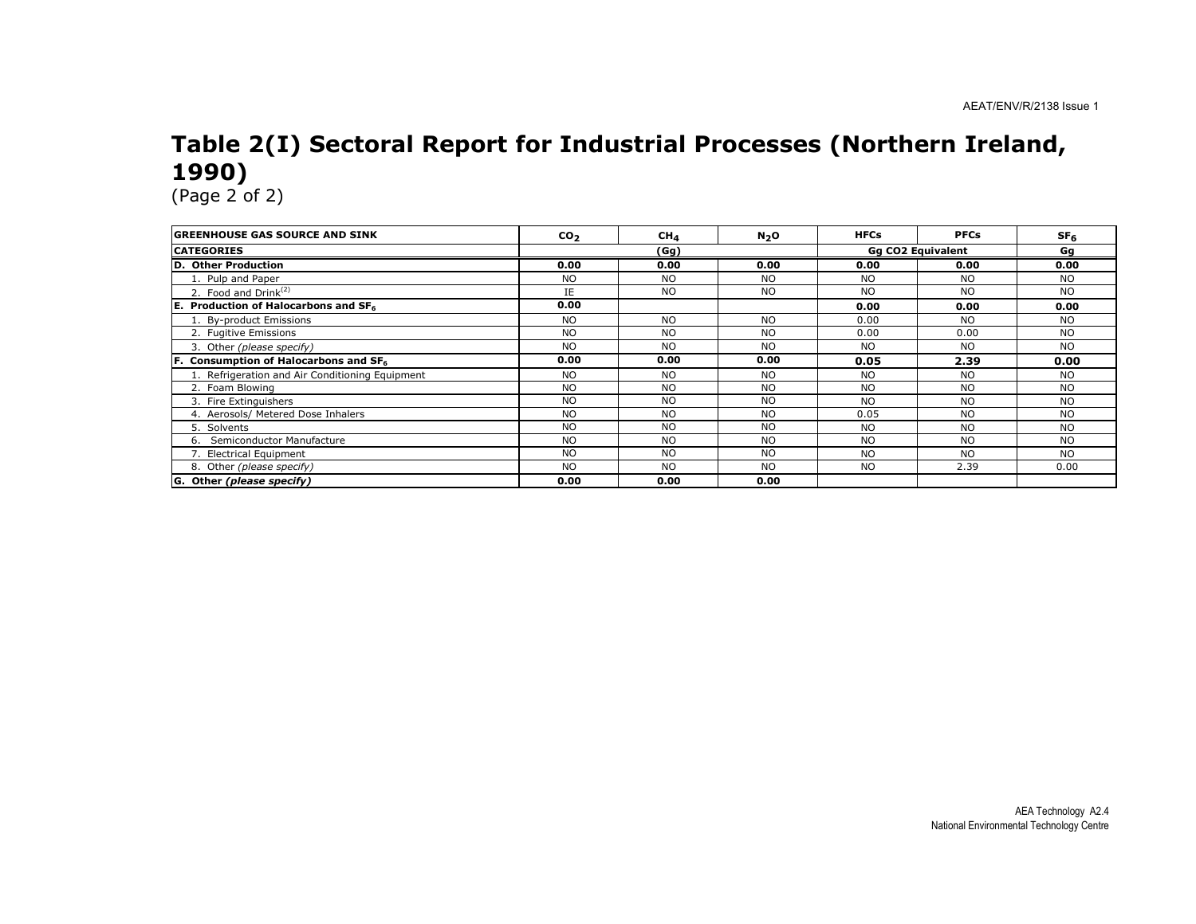# Table 2(I) Sectoral Report for Industrial Processes (Northern Ireland, 1990)

(Page 2 of 2)

| GREENHOUSE GAS SOURCE AND SINK | $CO_2$ | $CH_4$ | $N_2O$ | HFCs | PFCs | $SF_6$ |
|---|---|---|---|---|---|---|
| **CATEGORIES** | | (Gg) | | Gg CO2 Equivalent | | Gg |
| **D. Other Production** | **0.00** | **0.00** | **0.00** | **0.00** | **0.00** | **0.00** |
| 1. Pulp and Paper | NO | NO | NO | NO | NO | NO |
| 2. Food and Drink[(2)] | IE | NO | NO | NO | NO | NO |
| **E. Production of Halocarbons and $SF_6$** | **0.00** | | | **0.00** | **0.00** | **0.00** |
| 1. By-product Emissions | NO | NO | NO | 0.00 | NO | NO |
| 2. Fugitive Emissions | NO | NO | NO | 0.00 | 0.00 | NO |
| 3. Other *(please specify)* | NO | NO | NO | NO | NO | NO |
| **F. Consumption of Halocarbons and $SF_6$** | **0.00** | **0.00** | **0.00** | **0.05** | **2.39** | **0.00** |
| 1. Refrigeration and Air Conditioning Equipment | NO | NO | NO | NO | NO | NO |
| 2. Foam Blowing | NO | NO | NO | NO | NO | NO |
| 3. Fire Extinguishers | NO | NO | NO | NO | NO | NO |
| 4. Aerosols/ Metered Dose Inhalers | NO | NO | NO | 0.05 | NO | NO |
| 5. Solvents | NO | NO | NO | NO | NO | NO |
| 6. Semiconductor Manufacture | NO | NO | NO | NO | NO | NO |
| 7. Electrical Equipment | NO | NO | NO | NO | NO | NO |
| 8. Other *(please specify)* | NO | NO | NO | NO | 2.39 | 0.00 |
| **G. Other *(please specify)*** | **0.00** | **0.00** | **0.00** | | | |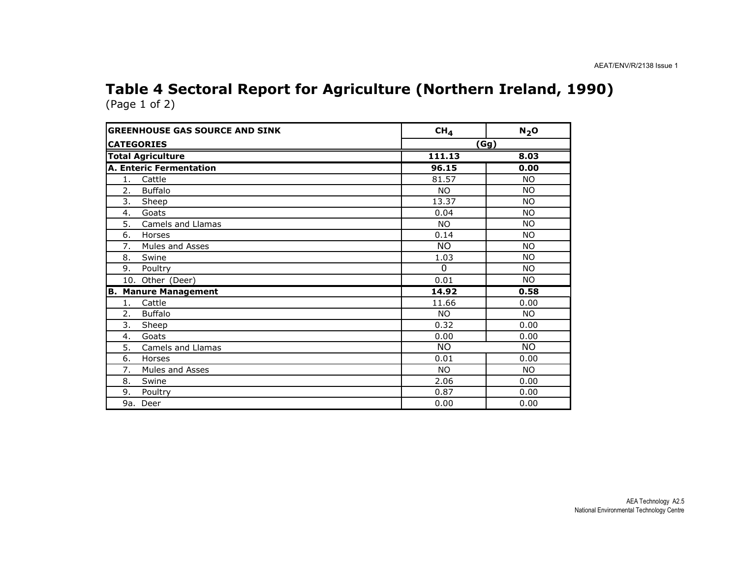# Table 4 Sectoral Report for Agriculture (Northern Ireland, 1990)

(Page 1 of 2)

| GREENHOUSE GAS SOURCE AND SINK | $CH_4$ | $N_2O$ |
|---|---|---|
| **CATEGORIES** | (Gg) | |
| **Total Agriculture** | **111.13** | **8.03** |
| **A. Enteric Fermentation** | **96.15** | **0.00** |
| 1. Cattle | 81.57 | NO |
| 2. Buffalo | NO | NO |
| 3. Sheep | 13.37 | NO |
| 4. Goats | 0.04 | NO |
| 5. Camels and Llamas | NO | NO |
| 6. Horses | 0.14 | NO |
| 7. Mules and Asses | NO | NO |
| 8. Swine | 1.03 | NO |
| 9. Poultry | 0 | NO |
| 10. Other (Deer) | 0.01 | NO |
| **B. Manure Management** | **14.92** | **0.58** |
| 1. Cattle | 11.66 | 0.00 |
| 2. Buffalo | NO | NO |
| 3. Sheep | 0.32 | 0.00 |
| 4. Goats | 0.00 | 0.00 |
| 5. Camels and Llamas | NO | NO |
| 6. Horses | 0.01 | 0.00 |
| 7. Mules and Asses | NO | NO |
| 8. Swine | 2.06 | 0.00 |
| 9. Poultry | 0.87 | 0.00 |
| 9a. Deer | 0.00 | 0.00 |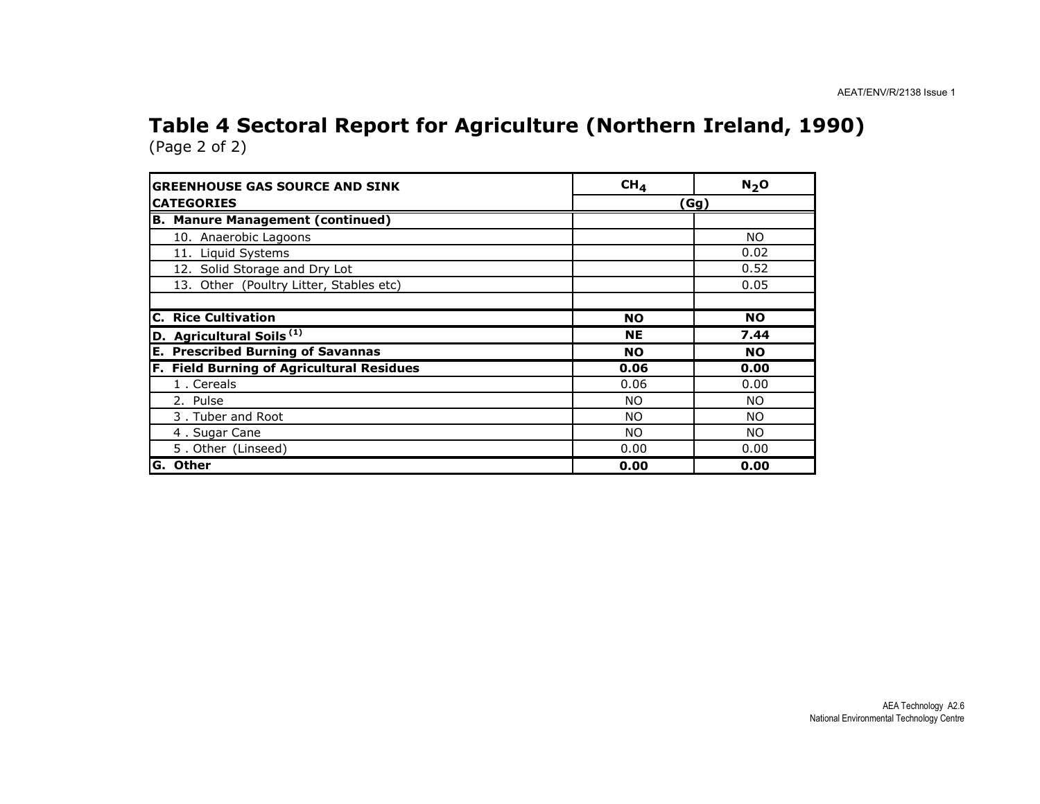## Table 4 Sectoral Report for Agriculture (Northern Ireland, 1990)

(Page 2 of 2)

| GREENHOUSE GAS SOURCE AND SINK CATEGORIES | $CH_4$ | $N_2O$ |
|---|---|---|
| | (Gg) | |
| **B. Manure Management (continued)** | | |
| 10. Anaerobic Lagoons | | NO |
| 11. Liquid Systems | | 0.02 |
| 12. Solid Storage and Dry Lot | | 0.52 |
| 13. Other (Poultry Litter, Stables etc) | | 0.05 |
| | | |
| **C. Rice Cultivation** | **NO** | **NO** |
| **D. Agricultural Soils [(1)]** | **NE** | **7.44** |
| **E. Prescribed Burning of Savannas** | **NO** | **NO** |
| **F. Field Burning of Agricultural Residues** | **0.06** | **0.00** |
| 1 . Cereals | 0.06 | 0.00 |
| 2. Pulse | NO | NO |
| 3 . Tuber and Root | NO | NO |
| 4 . Sugar Cane | NO | NO |
| 5 . Other (Linseed) | 0.00 | 0.00 |
| **G. Other** | **0.00** | **0.00** |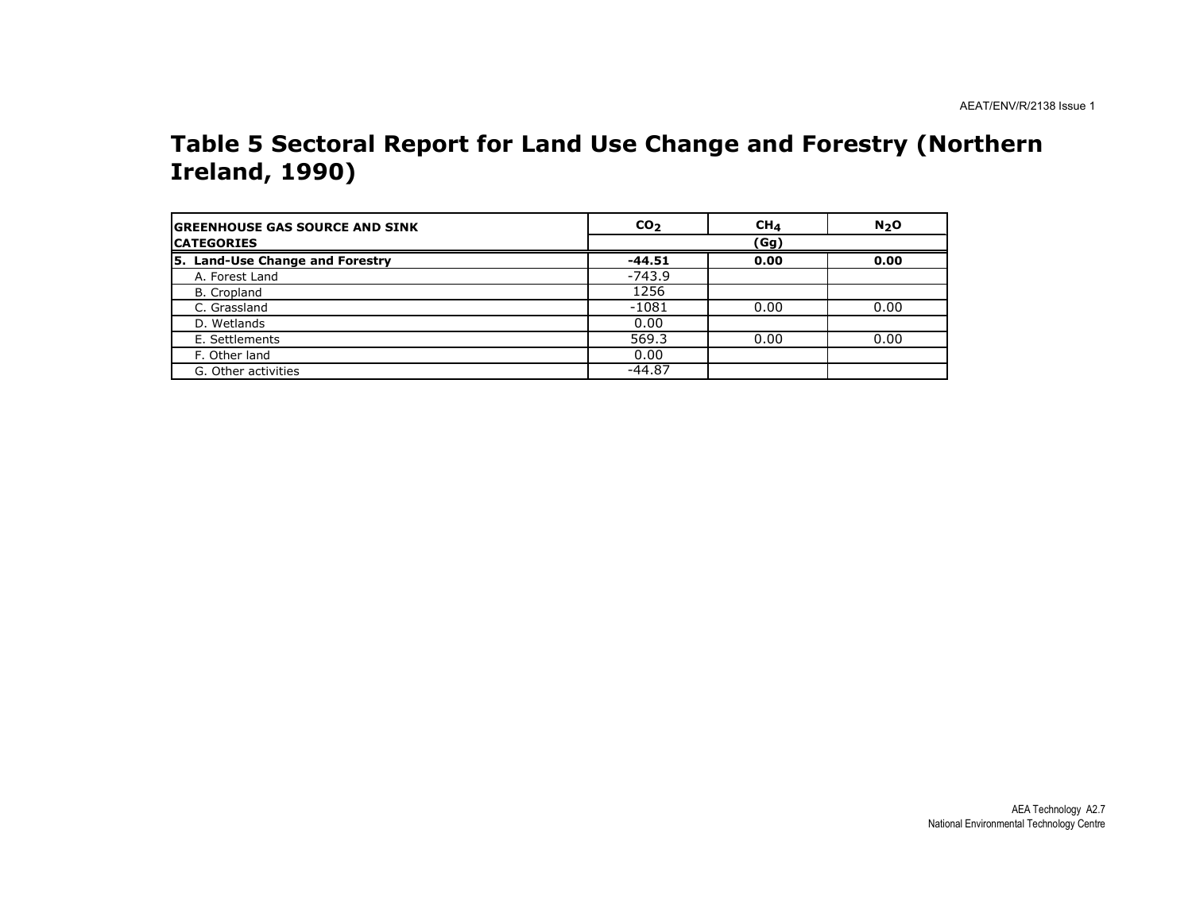# Table 5 Sectoral Report for Land Use Change and Forestry (Northern Ireland, 1990)

| GREENHOUSE GAS SOURCE AND SINK CATEGORIES | $CO_2$ | $CH_4$ | $N_2O$ |
|---|---|---|---|
| | (Gg) | | |
| **5. Land-Use Change and Forestry** | **-44.51** | **0.00** | **0.00** |
| A. Forest Land | -743.9 | | |
| B. Cropland | 1256 | | |
| C. Grassland | -1081 | 0.00 | 0.00 |
| D. Wetlands | 0.00 | | |
| E. Settlements | 569.3 | 0.00 | 0.00 |
| F. Other land | 0.00 | | |
| G. Other activities | -44.87 | | |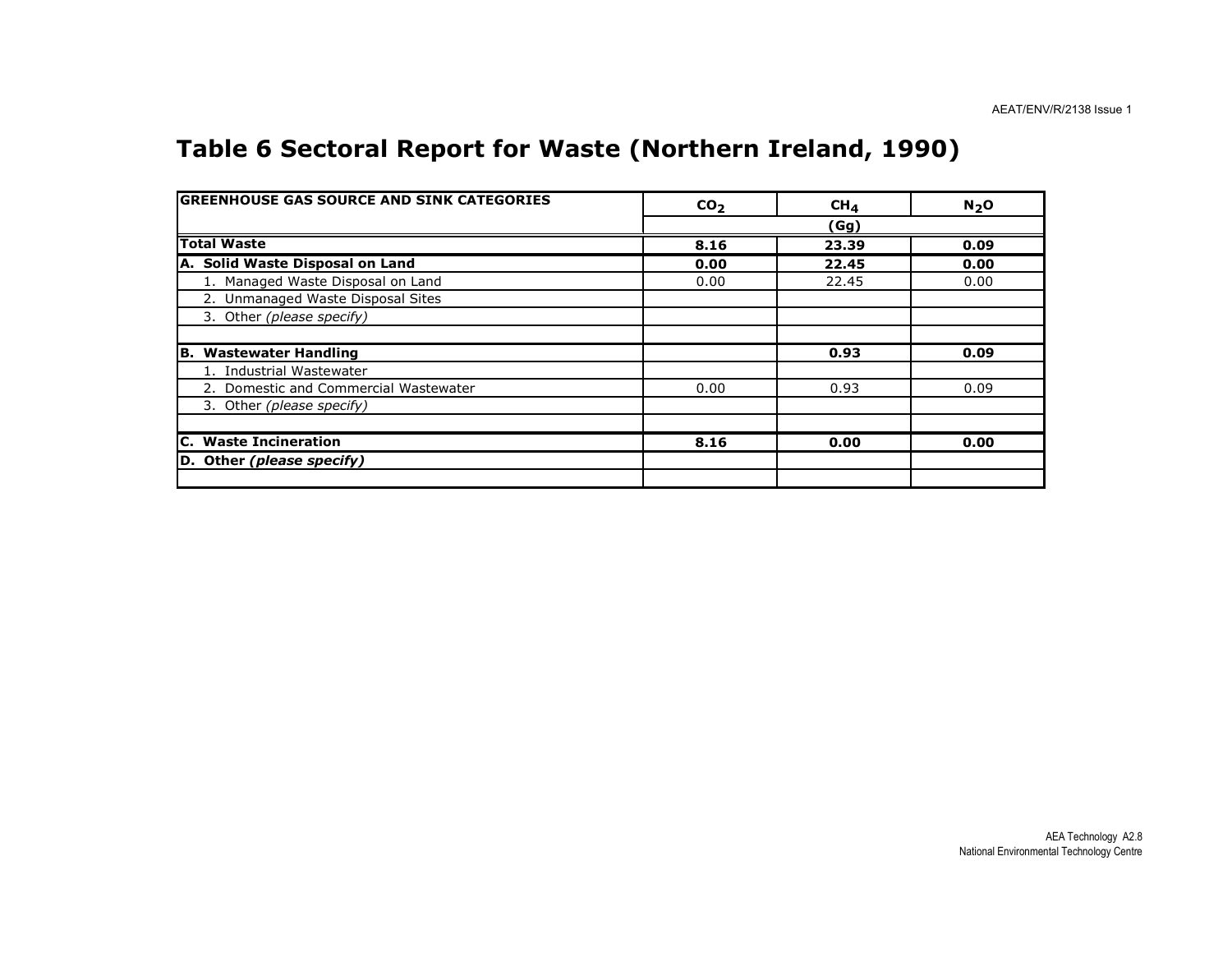# Table 6 Sectoral Report for Waste (Northern Ireland, 1990)

| GREENHOUSE GAS SOURCE AND SINK CATEGORIES | $CO_2$ | $CH_4$ | $N_2O$ |
|---|---|---|---|
| | (Gg) | | |
| **Total Waste** | **8.16** | **23.39** | **0.09** |
| **A. Solid Waste Disposal on Land** | **0.00** | **22.45** | **0.00** |
| 1. Managed Waste Disposal on Land | 0.00 | 22.45 | 0.00 |
| 2. Unmanaged Waste Disposal Sites | | | |
| 3. Other *(please specify)* | | | |
| | | | |
| **B. Wastewater Handling** | | **0.93** | **0.09** |
| 1. Industrial Wastewater | | | |
| 2. Domestic and Commercial Wastewater | 0.00 | 0.93 | 0.09 |
| 3. Other *(please specify)* | | | |
| | | | |
| **C. Waste Incineration** | **8.16** | **0.00** | **0.00** |
| **D. Other *(please specify)*** | | | |
| | | | |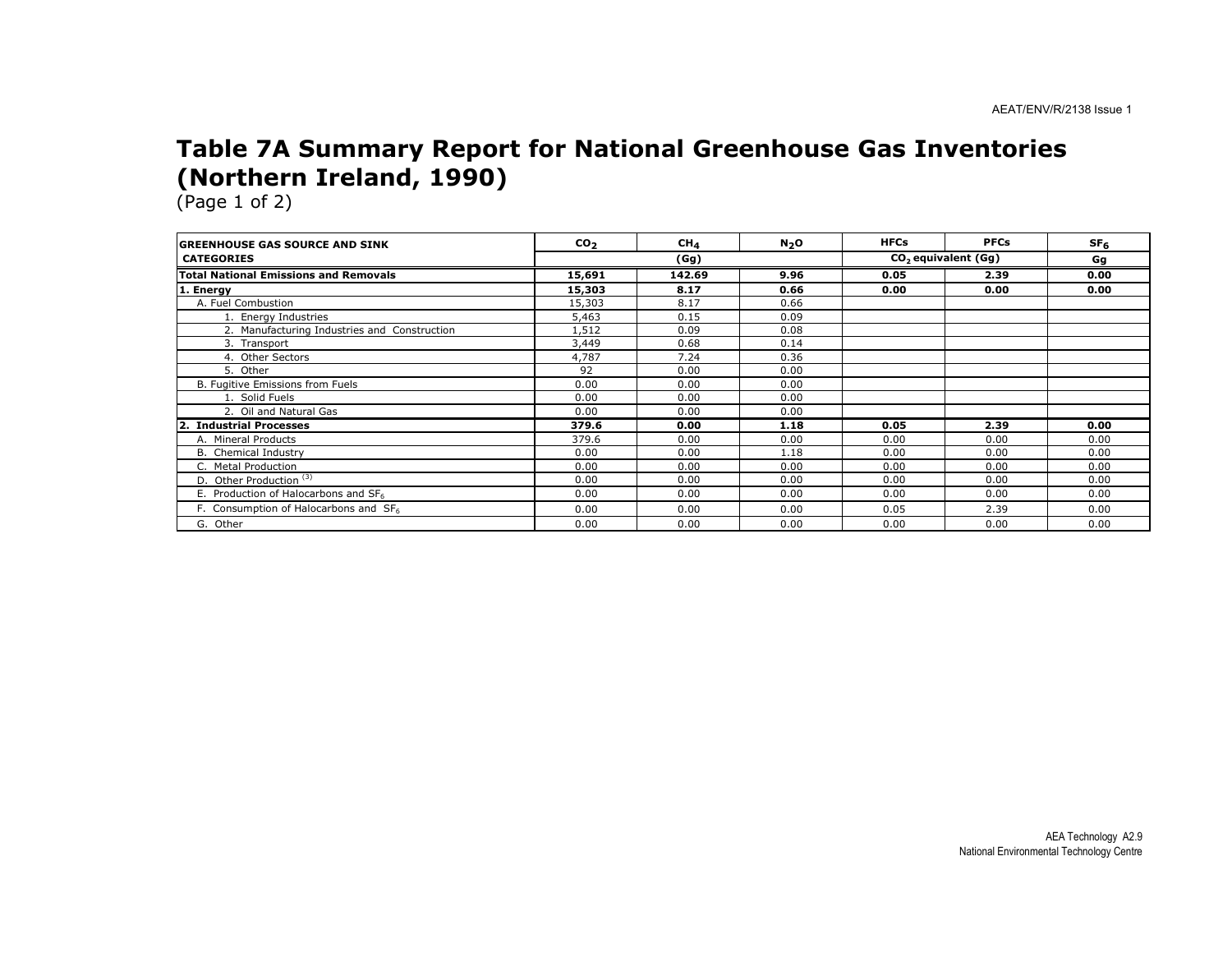# Table 7A Summary Report for National Greenhouse Gas Inventories (Northern Ireland, 1990)

(Page 1 of 2)

| GREENHOUSE GAS SOURCE AND SINK CATEGORIES | $CO_2$ | $CH_4$ | $N_2O$ | HFCs | PFCs | $SF_6$ |
|---|---|---|---|---|---|---|
| | (Gg) | | | $CO_2$ equivalent (Gg) | | Gg |
| **Total National Emissions and Removals** | **15,691** | **142.69** | **9.96** | **0.05** | **2.39** | **0.00** |
| **1. Energy** | **15,303** | **8.17** | **0.66** | **0.00** | **0.00** | **0.00** |
| A. Fuel Combustion | 15,303 | 8.17 | 0.66 | | | |
| 1. Energy Industries | 5,463 | 0.15 | 0.09 | | | |
| 2. Manufacturing Industries and Construction | 1,512 | 0.09 | 0.08 | | | |
| 3. Transport | 3,449 | 0.68 | 0.14 | | | |
| 4. Other Sectors | 4,787 | 7.24 | 0.36 | | | |
| 5. Other | 92 | 0.00 | 0.00 | | | |
| B. Fugitive Emissions from Fuels | 0.00 | 0.00 | 0.00 | | | |
| 1. Solid Fuels | 0.00 | 0.00 | 0.00 | | | |
| 2. Oil and Natural Gas | 0.00 | 0.00 | 0.00 | | | |
| **2. Industrial Processes** | **379.6** | **0.00** | **1.18** | **0.05** | **2.39** | **0.00** |
| A. Mineral Products | 379.6 | 0.00 | 0.00 | 0.00 | 0.00 | 0.00 |
| B. Chemical Industry | 0.00 | 0.00 | 1.18 | 0.00 | 0.00 | 0.00 |
| C. Metal Production | 0.00 | 0.00 | 0.00 | 0.00 | 0.00 | 0.00 |
| D. Other Production [(3)] | 0.00 | 0.00 | 0.00 | 0.00 | 0.00 | 0.00 |
| E. Production of Halocarbons and $SF_6$ | 0.00 | 0.00 | 0.00 | 0.00 | 0.00 | 0.00 |
| F. Consumption of Halocarbons and $SF_6$ | 0.00 | 0.00 | 0.00 | 0.05 | 2.39 | 0.00 |
| G. Other | 0.00 | 0.00 | 0.00 | 0.00 | 0.00 | 0.00 |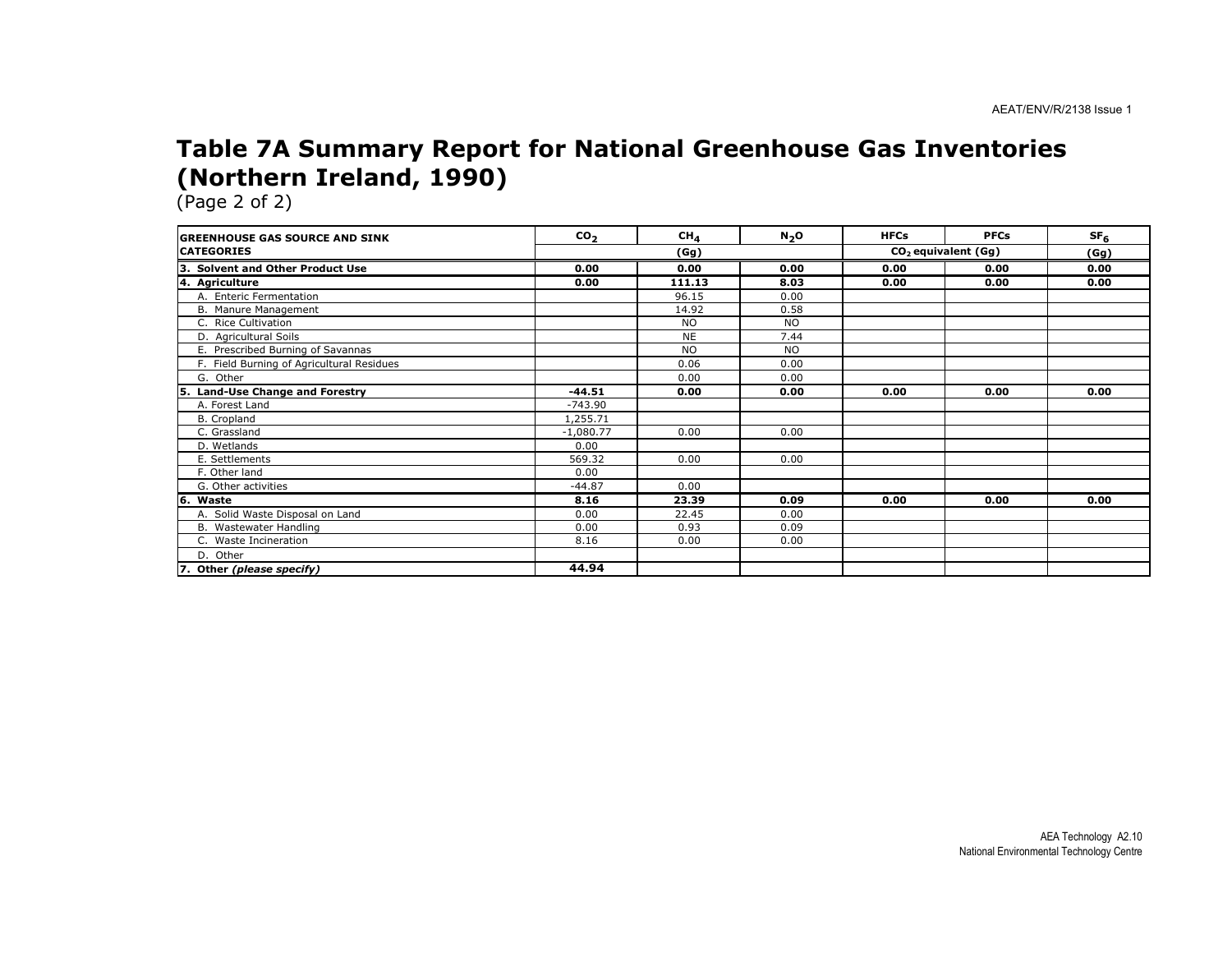# Table 7A Summary Report for National Greenhouse Gas Inventories (Northern Ireland, 1990)

(Page 2 of 2)

| GREENHOUSE GAS SOURCE AND SINK CATEGORIES | $CO_2$ | $CH_4$ | $N_2O$ | HFCs | PFCs | $SF_6$ |
|---|---|---|---|---|---|---|
| | (Gg) | | | $CO_2$ equivalent (Gg) | | (Gg) |
| **3. Solvent and Other Product Use** | **0.00** | **0.00** | **0.00** | **0.00** | **0.00** | **0.00** |
| **4. Agriculture** | **0.00** | **111.13** | **8.03** | **0.00** | **0.00** | **0.00** |
| A. Enteric Fermentation | | 96.15 | 0.00 | | | |
| B. Manure Management | | 14.92 | 0.58 | | | |
| C. Rice Cultivation | | NO | NO | | | |
| D. Agricultural Soils | | NE | 7.44 | | | |
| E. Prescribed Burning of Savannas | | NO | NO | | | |
| F. Field Burning of Agricultural Residues | | 0.06 | 0.00 | | | |
| G. Other | | 0.00 | 0.00 | | | |
| **5. Land-Use Change and Forestry** | **-44.51** | **0.00** | **0.00** | **0.00** | **0.00** | **0.00** |
| A. Forest Land | -743.90 | | | | | |
| B. Cropland | 1,255.71 | | | | | |
| C. Grassland | -1,080.77 | 0.00 | 0.00 | | | |
| D. Wetlands | 0.00 | | | | | |
| E. Settlements | 569.32 | 0.00 | 0.00 | | | |
| F. Other land | 0.00 | | | | | |
| G. Other activities | -44.87 | 0.00 | | | | |
| **6. Waste** | **8.16** | **23.39** | **0.09** | **0.00** | **0.00** | **0.00** |
| A. Solid Waste Disposal on Land | 0.00 | 22.45 | 0.00 | | | |
| B. Wastewater Handling | 0.00 | 0.93 | 0.09 | | | |
| C. Waste Incineration | 8.16 | 0.00 | 0.00 | | | |
| D. Other | | | | | | |
| **7. Other *(please specify)*** | **44.94** | | | | | |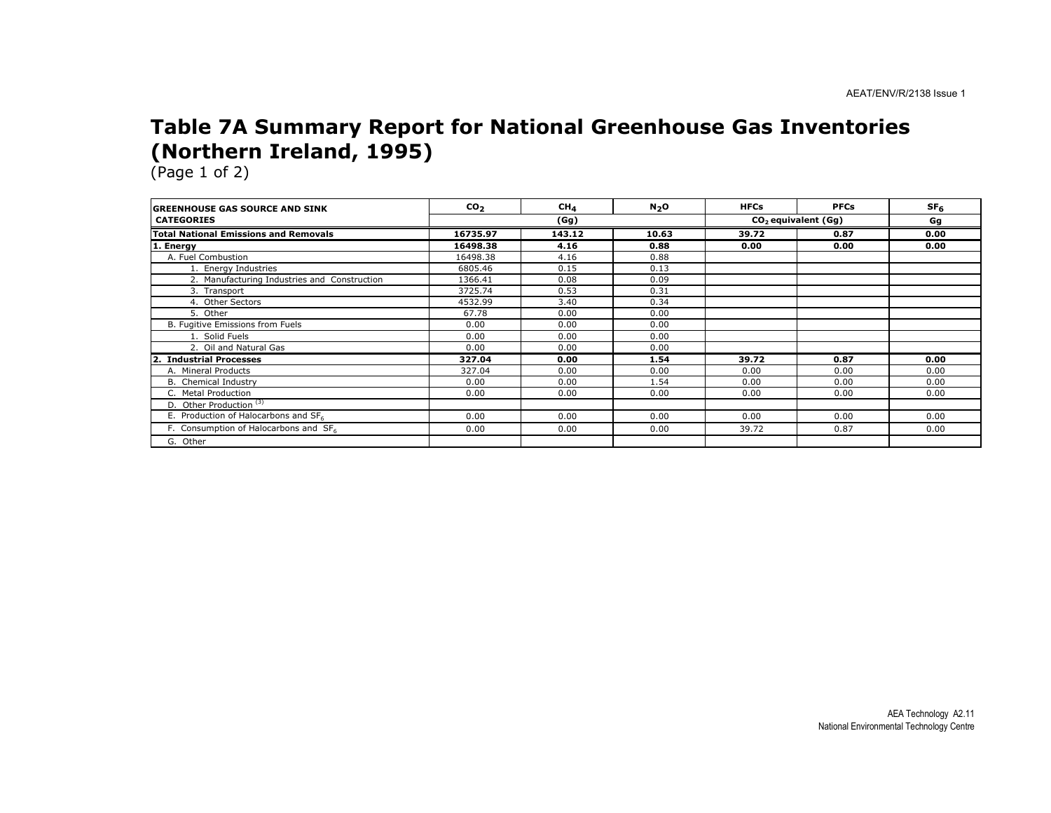# Table 7A Summary Report for National Greenhouse Gas Inventories (Northern Ireland, 1995)

(Page 1 of 2)

| GREENHOUSE GAS SOURCE AND SINK CATEGORIES | $CO_2$ | $CH_4$ | $N_2O$ | HFCs | PFCs | $SF_6$ |
|---|---|---|---|---|---|---|
| | (Gg) | | | $CO_2$ equivalent (Gg) | | Gg |
| **Total National Emissions and Removals** | **16735.97** | **143.12** | **10.63** | **39.72** | **0.87** | **0.00** |
| **1. Energy** | **16498.38** | **4.16** | **0.88** | **0.00** | **0.00** | **0.00** |
| A. Fuel Combustion | 16498.38 | 4.16 | 0.88 | | | |
| 1. Energy Industries | 6805.46 | 0.15 | 0.13 | | | |
| 2. Manufacturing Industries and Construction | 1366.41 | 0.08 | 0.09 | | | |
| 3. Transport | 3725.74 | 0.53 | 0.31 | | | |
| 4. Other Sectors | 4532.99 | 3.40 | 0.34 | | | |
| 5. Other | 67.78 | 0.00 | 0.00 | | | |
| B. Fugitive Emissions from Fuels | 0.00 | 0.00 | 0.00 | | | |
| 1. Solid Fuels | 0.00 | 0.00 | 0.00 | | | |
| 2. Oil and Natural Gas | 0.00 | 0.00 | 0.00 | | | |
| **2. Industrial Processes** | **327.04** | **0.00** | **1.54** | **39.72** | **0.87** | **0.00** |
| A. Mineral Products | 327.04 | 0.00 | 0.00 | 0.00 | 0.00 | 0.00 |
| B. Chemical Industry | 0.00 | 0.00 | 1.54 | 0.00 | 0.00 | 0.00 |
| C. Metal Production | 0.00 | 0.00 | 0.00 | 0.00 | 0.00 | 0.00 |
| D. Other Production [(3)] | | | | | | |
| E. Production of Halocarbons and $SF_6$ | 0.00 | 0.00 | 0.00 | 0.00 | 0.00 | 0.00 |
| F. Consumption of Halocarbons and $SF_6$ | 0.00 | 0.00 | 0.00 | 39.72 | 0.87 | 0.00 |
| G. Other | | | | | | |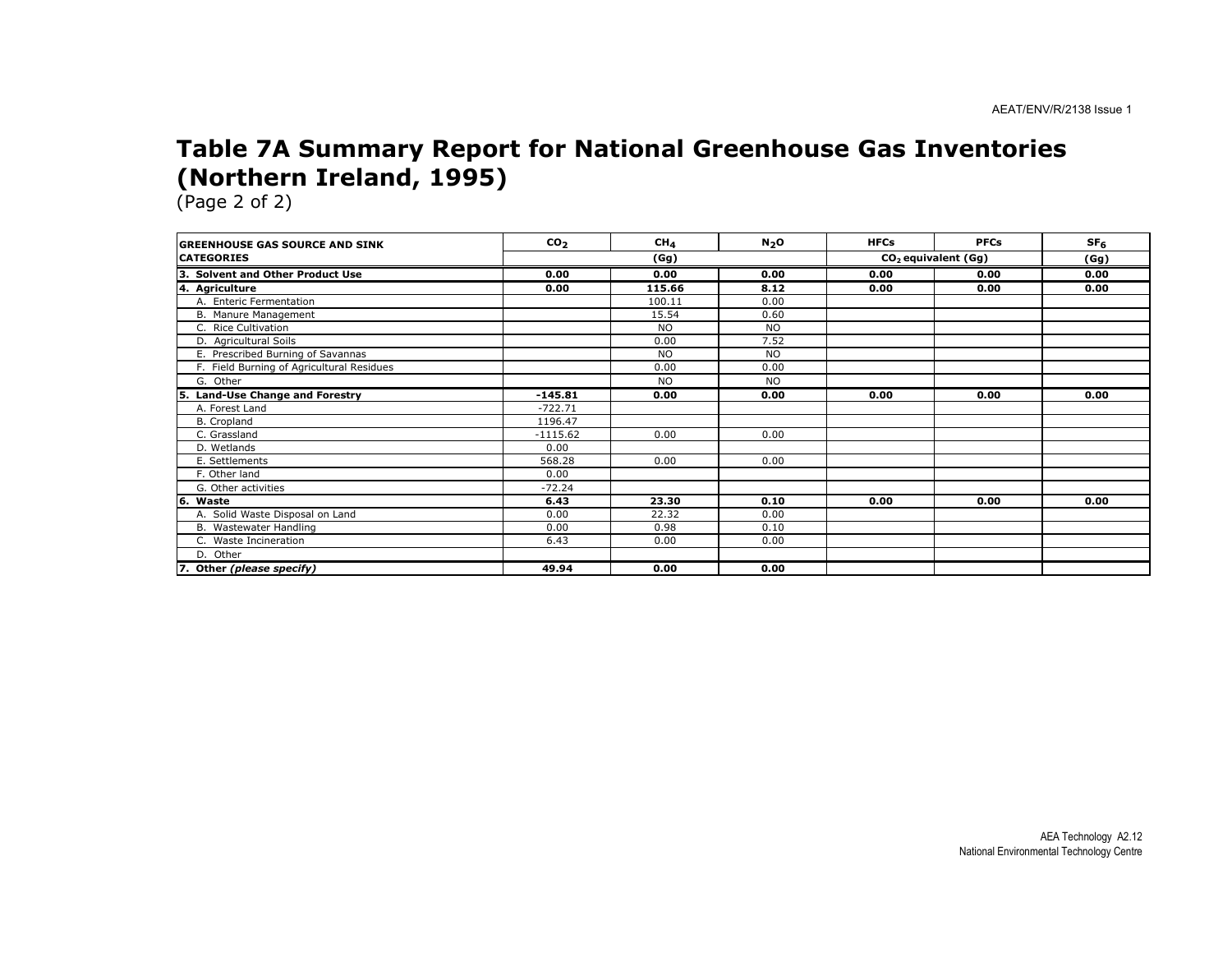# Table 7A Summary Report for National Greenhouse Gas Inventories (Northern Ireland, 1995)

(Page 2 of 2)

| GREENHOUSE GAS SOURCE AND SINK CATEGORIES | $CO_2$ | $CH_4$ | $N_2O$ | HFCs | PFCs | $SF_6$ |
|---|---|---|---|---|---|---|
| | (Gg) | | | $CO_2$ equivalent (Gg) | | (Gg) |
| **3. Solvent and Other Product Use** | **0.00** | **0.00** | **0.00** | **0.00** | **0.00** | **0.00** |
| **4. Agriculture** | **0.00** | **115.66** | **8.12** | **0.00** | **0.00** | **0.00** |
| A. Enteric Fermentation | | 100.11 | 0.00 | | | |
| B. Manure Management | | 15.54 | 0.60 | | | |
| C. Rice Cultivation | | NO | NO | | | |
| D. Agricultural Soils | | 0.00 | 7.52 | | | |
| E. Prescribed Burning of Savannas | | NO | NO | | | |
| F. Field Burning of Agricultural Residues | | 0.00 | 0.00 | | | |
| G. Other | | NO | NO | | | |
| **5. Land-Use Change and Forestry** | **-145.81** | **0.00** | **0.00** | **0.00** | **0.00** | **0.00** |
| A. Forest Land | -722.71 | | | | | |
| B. Cropland | 1196.47 | | | | | |
| C. Grassland | -1115.62 | 0.00 | 0.00 | | | |
| D. Wetlands | 0.00 | | | | | |
| E. Settlements | 568.28 | 0.00 | 0.00 | | | |
| F. Other land | 0.00 | | | | | |
| G. Other activities | -72.24 | | | | | |
| **6. Waste** | **6.43** | **23.30** | **0.10** | **0.00** | **0.00** | **0.00** |
| A. Solid Waste Disposal on Land | 0.00 | 22.32 | 0.00 | | | |
| B. Wastewater Handling | 0.00 | 0.98 | 0.10 | | | |
| C. Waste Incineration | 6.43 | 0.00 | 0.00 | | | |
| D. Other | | | | | | |
| **7. Other *(please specify)*** | **49.94** | **0.00** | **0.00** | | | |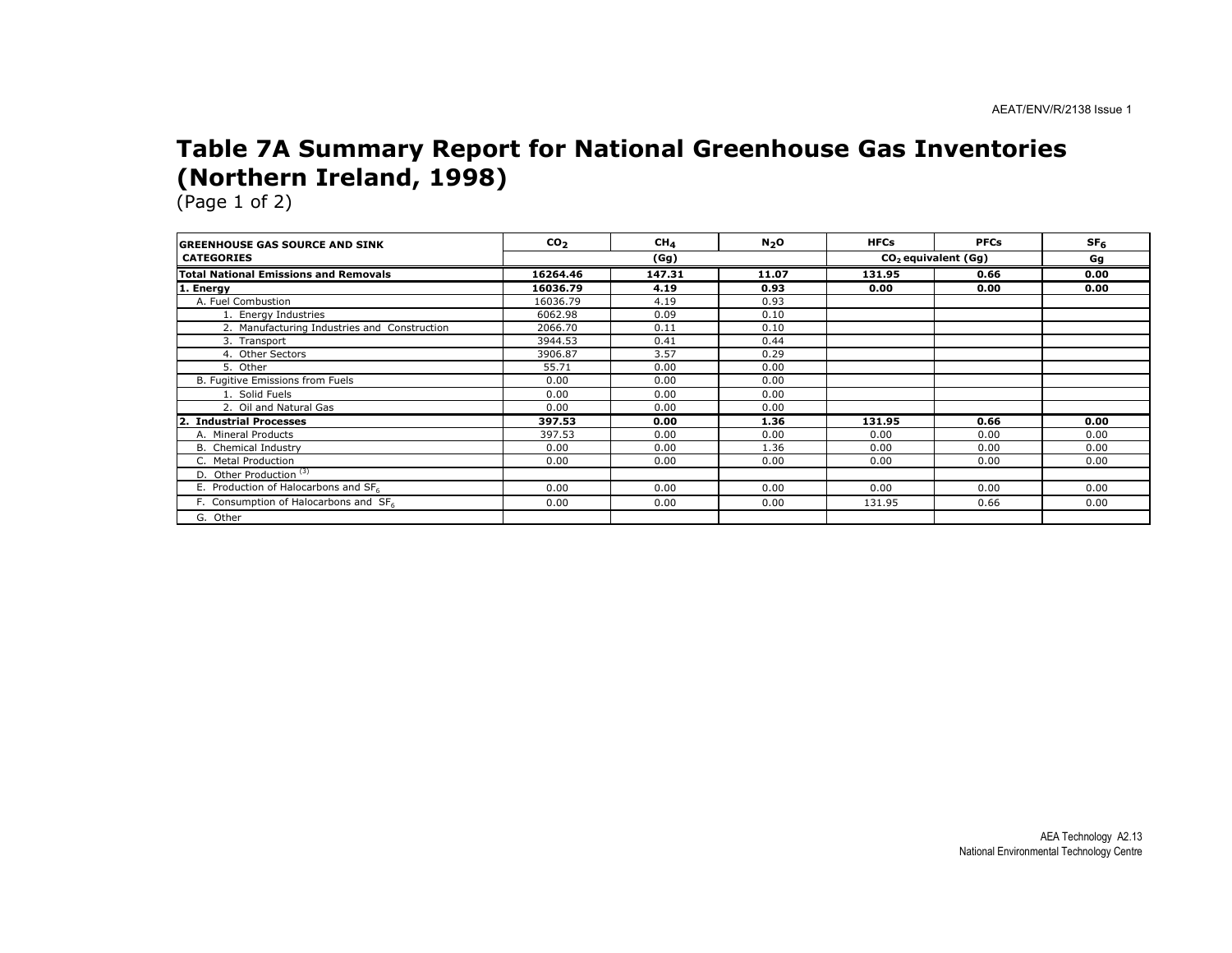# Table 7A Summary Report for National Greenhouse Gas Inventories (Northern Ireland, 1998)

(Page 1 of 2)

| GREENHOUSE GAS SOURCE AND SINK CATEGORIES | $CO_2$ | $CH_4$ | $N_2O$ | HFCs | PFCs | $SF_6$ |
|---|---|---|---|---|---|---|
| | (Gg) | | | $CO_2$ equivalent (Gg) | | Gg |
| **Total National Emissions and Removals** | **16264.46** | **147.31** | **11.07** | **131.95** | **0.66** | **0.00** |
| **1. Energy** | **16036.79** | **4.19** | **0.93** | **0.00** | **0.00** | **0.00** |
| A. Fuel Combustion | 16036.79 | 4.19 | 0.93 | | | |
| 1. Energy Industries | 6062.98 | 0.09 | 0.10 | | | |
| 2. Manufacturing Industries and Construction | 2066.70 | 0.11 | 0.10 | | | |
| 3. Transport | 3944.53 | 0.41 | 0.44 | | | |
| 4. Other Sectors | 3906.87 | 3.57 | 0.29 | | | |
| 5. Other | 55.71 | 0.00 | 0.00 | | | |
| B. Fugitive Emissions from Fuels | 0.00 | 0.00 | 0.00 | | | |
| 1. Solid Fuels | 0.00 | 0.00 | 0.00 | | | |
| 2. Oil and Natural Gas | 0.00 | 0.00 | 0.00 | | | |
| **2. Industrial Processes** | **397.53** | **0.00** | **1.36** | **131.95** | **0.66** | **0.00** |
| A. Mineral Products | 397.53 | 0.00 | 0.00 | 0.00 | 0.00 | 0.00 |
| B. Chemical Industry | 0.00 | 0.00 | 1.36 | 0.00 | 0.00 | 0.00 |
| C. Metal Production | 0.00 | 0.00 | 0.00 | 0.00 | 0.00 | 0.00 |
| D. Other Production [3] | | | | | | |
| E. Production of Halocarbons and $SF_6$ | 0.00 | 0.00 | 0.00 | 0.00 | 0.00 | 0.00 |
| F. Consumption of Halocarbons and $SF_6$ | 0.00 | 0.00 | 0.00 | 131.95 | 0.66 | 0.00 |
| G. Other | | | | | | |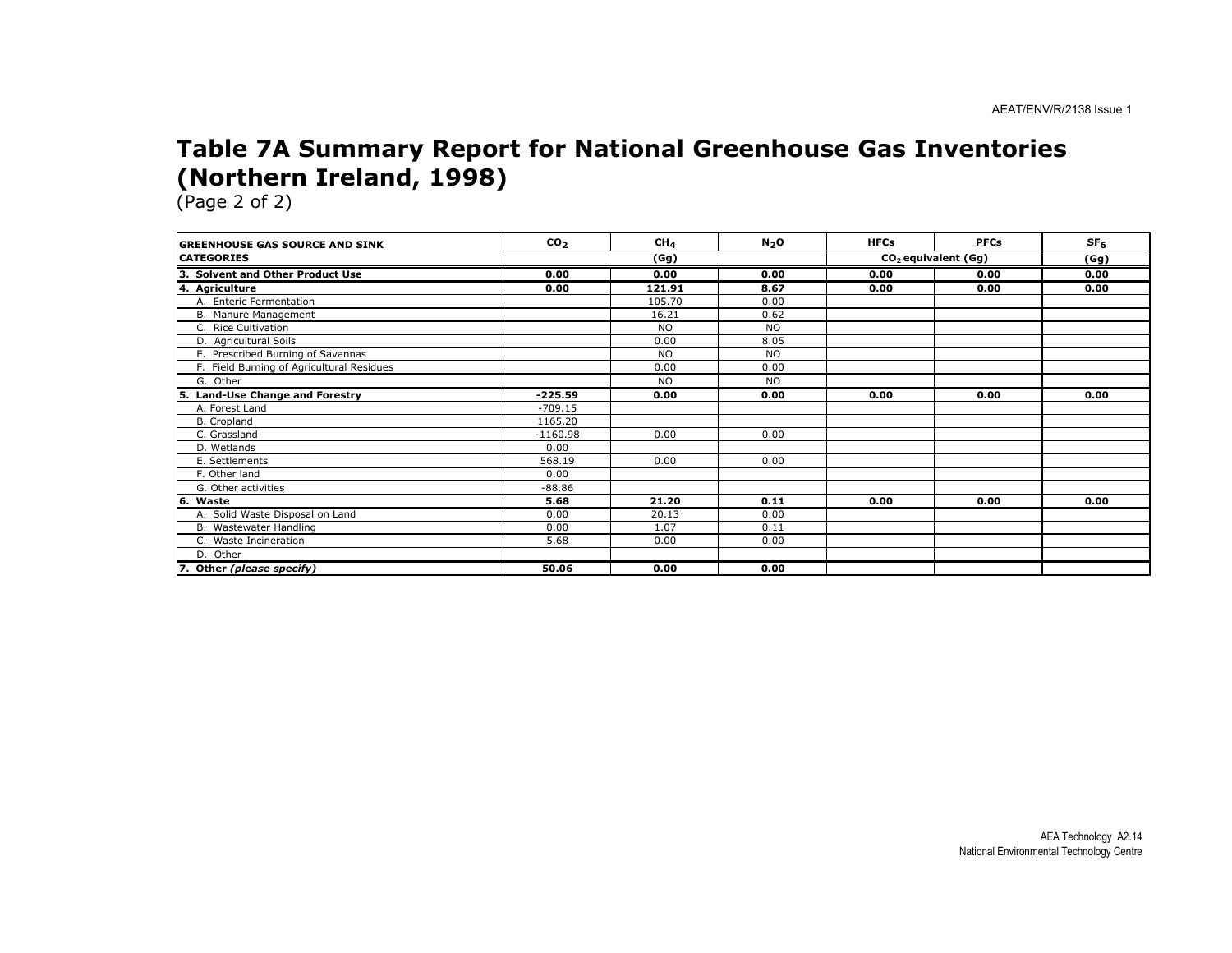# Table 7A Summary Report for National Greenhouse Gas Inventories (Northern Ireland, 1998)

(Page 2 of 2)

| GREENHOUSE GAS SOURCE AND SINK CATEGORIES | $CO_2$ | $CH_4$ | $N_2O$ | HFCs | PFCs | $SF_6$ |
|---|---|---|---|---|---|---|
| | (Gg) | | | $CO_2$ equivalent (Gg) | | (Gg) |
| **3. Solvent and Other Product Use** | **0.00** | **0.00** | **0.00** | **0.00** | **0.00** | **0.00** |
| **4. Agriculture** | **0.00** | **121.91** | **8.67** | **0.00** | **0.00** | **0.00** |
| A. Enteric Fermentation | | 105.70 | 0.00 | | | |
| B. Manure Management | | 16.21 | 0.62 | | | |
| C. Rice Cultivation | | NO | NO | | | |
| D. Agricultural Soils | | 0.00 | 8.05 | | | |
| E. Prescribed Burning of Savannas | | NO | NO | | | |
| F. Field Burning of Agricultural Residues | | 0.00 | 0.00 | | | |
| G. Other | | NO | NO | | | |
| **5. Land-Use Change and Forestry** | **-225.59** | **0.00** | **0.00** | **0.00** | **0.00** | **0.00** |
| A. Forest Land | -709.15 | | | | | |
| B. Cropland | 1165.20 | | | | | |
| C. Grassland | -1160.98 | 0.00 | 0.00 | | | |
| D. Wetlands | 0.00 | | | | | |
| E. Settlements | 568.19 | 0.00 | 0.00 | | | |
| F. Other land | 0.00 | | | | | |
| G. Other activities | -88.86 | | | | | |
| **6. Waste** | **5.68** | **21.20** | **0.11** | **0.00** | **0.00** | **0.00** |
| A. Solid Waste Disposal on Land | 0.00 | 20.13 | 0.00 | | | |
| B. Wastewater Handling | 0.00 | 1.07 | 0.11 | | | |
| C. Waste Incineration | 5.68 | 0.00 | 0.00 | | | |
| D. Other | | | | | | |
| **7. Other *(please specify)*** | **50.06** | **0.00** | **0.00** | | | |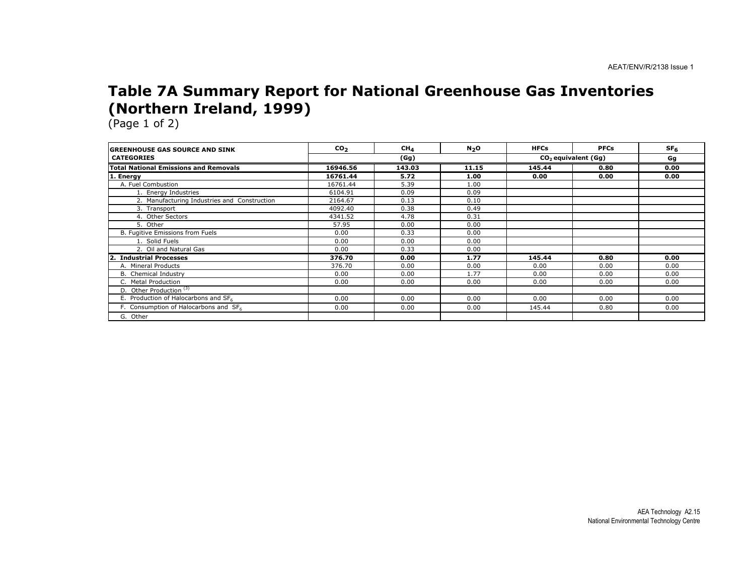# Table 7A Summary Report for National Greenhouse Gas Inventories (Northern Ireland, 1999)

(Page 1 of 2)

| GREENHOUSE GAS SOURCE AND SINK CATEGORIES | $CO_2$ | $CH_4$ | $N_2O$ | HFCs | PFCs | $SF_6$ |
|---|---|---|---|---|---|---|
| | (Gg) | | | $CO_2$ equivalent (Gg) | | Gg |
| **Total National Emissions and Removals** | **16946.56** | **143.03** | **11.15** | **145.44** | **0.80** | **0.00** |
| **1. Energy** | **16761.44** | **5.72** | **1.00** | **0.00** | **0.00** | **0.00** |
| A. Fuel Combustion | 16761.44 | 5.39 | 1.00 | | | |
| 1. Energy Industries | 6104.91 | 0.09 | 0.09 | | | |
| 2. Manufacturing Industries and Construction | 2164.67 | 0.13 | 0.10 | | | |
| 3. Transport | 4092.40 | 0.38 | 0.49 | | | |
| 4. Other Sectors | 4341.52 | 4.78 | 0.31 | | | |
| 5. Other | 57.95 | 0.00 | 0.00 | | | |
| B. Fugitive Emissions from Fuels | 0.00 | 0.33 | 0.00 | | | |
| 1. Solid Fuels | 0.00 | 0.00 | 0.00 | | | |
| 2. Oil and Natural Gas | 0.00 | 0.33 | 0.00 | | | |
| **2. Industrial Processes** | **376.70** | **0.00** | **1.77** | **145.44** | **0.80** | **0.00** |
| A. Mineral Products | 376.70 | 0.00 | 0.00 | 0.00 | 0.00 | 0.00 |
| B. Chemical Industry | 0.00 | 0.00 | 1.77 | 0.00 | 0.00 | 0.00 |
| C. Metal Production | 0.00 | 0.00 | 0.00 | 0.00 | 0.00 | 0.00 |
| D. Other Production [(3)] | | | | | | |
| E. Production of Halocarbons and $SF_6$ | 0.00 | 0.00 | 0.00 | 0.00 | 0.00 | 0.00 |
| F. Consumption of Halocarbons and $SF_6$ | 0.00 | 0.00 | 0.00 | 145.44 | 0.80 | 0.00 |
| G. Other | | | | | | |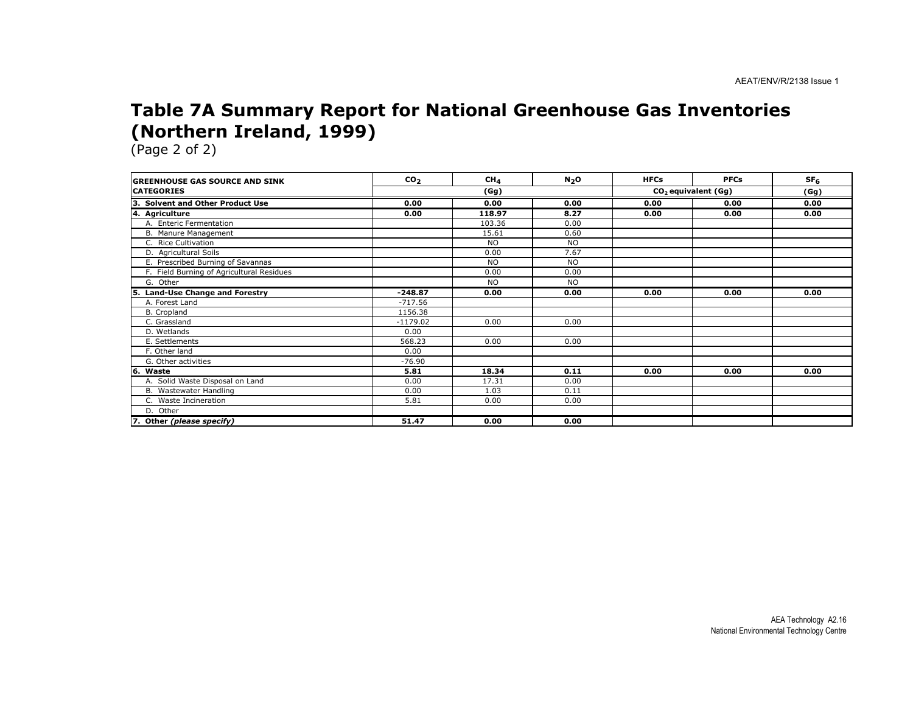# Table 7A Summary Report for National Greenhouse Gas Inventories (Northern Ireland, 1999)

(Page 2 of 2)

| GREENHOUSE GAS SOURCE AND SINK CATEGORIES | $CO_2$ | $CH_4$ | $N_2O$ | HFCs | PFCs | $SF_6$ |
|---|---|---|---|---|---|---|
| | (Gg) | | | $CO_2$ equivalent (Gg) | | (Gg) |
| **3. Solvent and Other Product Use** | **0.00** | **0.00** | **0.00** | **0.00** | **0.00** | **0.00** |
| **4. Agriculture** | **0.00** | **118.97** | **8.27** | **0.00** | **0.00** | **0.00** |
| A. Enteric Fermentation | | 103.36 | 0.00 | | | |
| B. Manure Management | | 15.61 | 0.60 | | | |
| C. Rice Cultivation | | NO | NO | | | |
| D. Agricultural Soils | | 0.00 | 7.67 | | | |
| E. Prescribed Burning of Savannas | | NO | NO | | | |
| F. Field Burning of Agricultural Residues | | 0.00 | 0.00 | | | |
| G. Other | | NO | NO | | | |
| **5. Land-Use Change and Forestry** | **-248.87** | **0.00** | **0.00** | **0.00** | **0.00** | **0.00** |
| A. Forest Land | -717.56 | | | | | |
| B. Cropland | 1156.38 | | | | | |
| C. Grassland | -1179.02 | 0.00 | 0.00 | | | |
| D. Wetlands | 0.00 | | | | | |
| E. Settlements | 568.23 | 0.00 | 0.00 | | | |
| F. Other land | 0.00 | | | | | |
| G. Other activities | -76.90 | | | | | |
| **6. Waste** | **5.81** | **18.34** | **0.11** | **0.00** | **0.00** | **0.00** |
| A. Solid Waste Disposal on Land | 0.00 | 17.31 | 0.00 | | | |
| B. Wastewater Handling | 0.00 | 1.03 | 0.11 | | | |
| C. Waste Incineration | 5.81 | 0.00 | 0.00 | | | |
| D. Other | | | | | | |
| **7. Other *(please specify)*** | **51.47** | **0.00** | **0.00** | | | |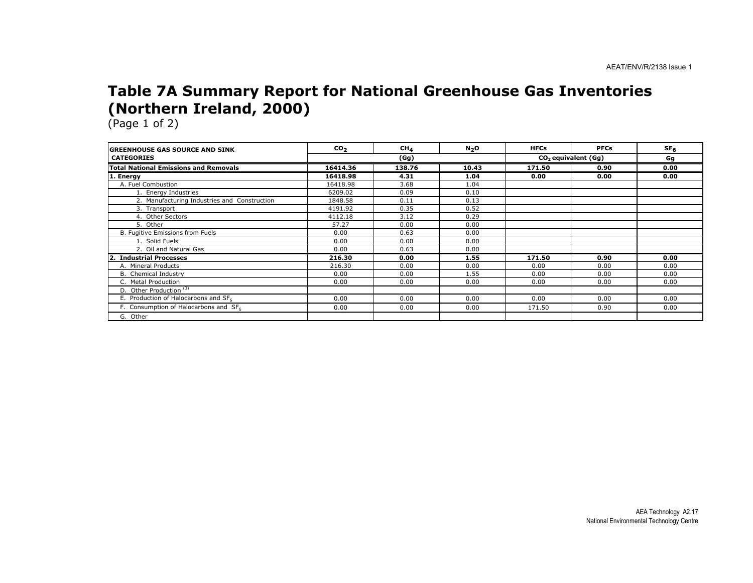# Table 7A Summary Report for National Greenhouse Gas Inventories (Northern Ireland, 2000)

(Page 1 of 2)

| GREENHOUSE GAS SOURCE AND SINK CATEGORIES | $CO_2$ | $CH_4$ | $N_2O$ | HFCs | PFCs | $SF_6$ |
|---|---|---|---|---|---|---|
| | (Gg) | | | $CO_2$ equivalent (Gg) | | Gg |
| **Total National Emissions and Removals** | **16414.36** | **138.76** | **10.43** | **171.50** | **0.90** | **0.00** |
| **1. Energy** | **16418.98** | **4.31** | **1.04** | **0.00** | **0.00** | **0.00** |
| A. Fuel Combustion | 16418.98 | 3.68 | 1.04 | | | |
| 1. Energy Industries | 6209.02 | 0.09 | 0.10 | | | |
| 2. Manufacturing Industries and Construction | 1848.58 | 0.11 | 0.13 | | | |
| 3. Transport | 4191.92 | 0.35 | 0.52 | | | |
| 4. Other Sectors | 4112.18 | 3.12 | 0.29 | | | |
| 5. Other | 57.27 | 0.00 | 0.00 | | | |
| B. Fugitive Emissions from Fuels | 0.00 | 0.63 | 0.00 | | | |
| 1. Solid Fuels | 0.00 | 0.00 | 0.00 | | | |
| 2. Oil and Natural Gas | 0.00 | 0.63 | 0.00 | | | |
| **2. Industrial Processes** | **216.30** | **0.00** | **1.55** | **171.50** | **0.90** | **0.00** |
| A. Mineral Products | 216.30 | 0.00 | 0.00 | 0.00 | 0.00 | 0.00 |
| B. Chemical Industry | 0.00 | 0.00 | 1.55 | 0.00 | 0.00 | 0.00 |
| C. Metal Production | 0.00 | 0.00 | 0.00 | 0.00 | 0.00 | 0.00 |
| D. Other Production [3] | | | | | | |
| E. Production of Halocarbons and $SF_6$ | 0.00 | 0.00 | 0.00 | 0.00 | 0.00 | 0.00 |
| F. Consumption of Halocarbons and $SF_6$ | 0.00 | 0.00 | 0.00 | 171.50 | 0.90 | 0.00 |
| G. Other | | | | | | |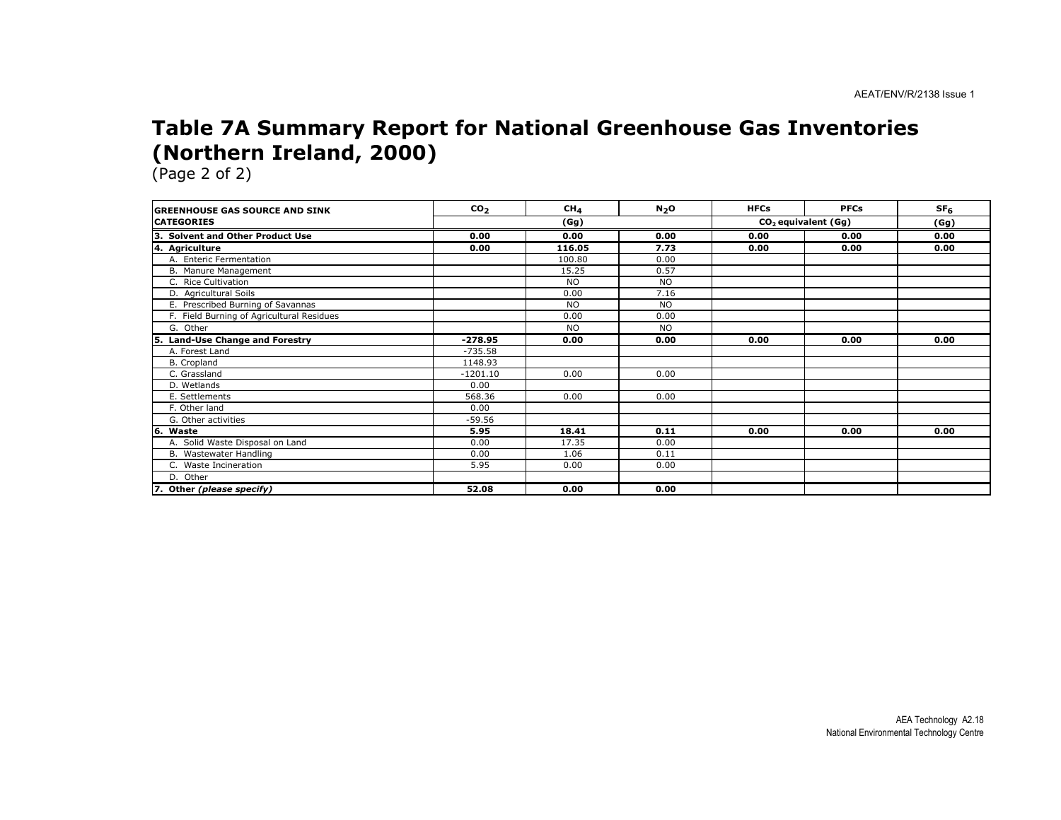# Table 7A Summary Report for National Greenhouse Gas Inventories (Northern Ireland, 2000)

(Page 2 of 2)

| GREENHOUSE GAS SOURCE AND SINK CATEGORIES | $CO_2$ | $CH_4$ | $N_2O$ | HFCs | PFCs | $SF_6$ |
|---|---|---|---|---|---|---|
| | (Gg) | | | $CO_2$ equivalent (Gg) | | (Gg) |
| **3. Solvent and Other Product Use** | **0.00** | **0.00** | **0.00** | **0.00** | **0.00** | **0.00** |
| **4. Agriculture** | **0.00** | **116.05** | **7.73** | **0.00** | **0.00** | **0.00** |
| A. Enteric Fermentation | | 100.80 | 0.00 | | | |
| B. Manure Management | | 15.25 | 0.57 | | | |
| C. Rice Cultivation | | NO | NO | | | |
| D. Agricultural Soils | | 0.00 | 7.16 | | | |
| E. Prescribed Burning of Savannas | | NO | NO | | | |
| F. Field Burning of Agricultural Residues | | 0.00 | 0.00 | | | |
| G. Other | | NO | NO | | | |
| **5. Land-Use Change and Forestry** | **-278.95** | **0.00** | **0.00** | **0.00** | **0.00** | **0.00** |
| A. Forest Land | -735.58 | | | | | |
| B. Cropland | 1148.93 | | | | | |
| C. Grassland | -1201.10 | 0.00 | 0.00 | | | |
| D. Wetlands | 0.00 | | | | | |
| E. Settlements | 568.36 | 0.00 | 0.00 | | | |
| F. Other land | 0.00 | | | | | |
| G. Other activities | -59.56 | | | | | |
| **6. Waste** | **5.95** | **18.41** | **0.11** | **0.00** | **0.00** | **0.00** |
| A. Solid Waste Disposal on Land | 0.00 | 17.35 | 0.00 | | | |
| B. Wastewater Handling | 0.00 | 1.06 | 0.11 | | | |
| C. Waste Incineration | 5.95 | 0.00 | 0.00 | | | |
| D. Other | | | | | | |
| **7. Other *(please specify)*** | **52.08** | **0.00** | **0.00** | | | |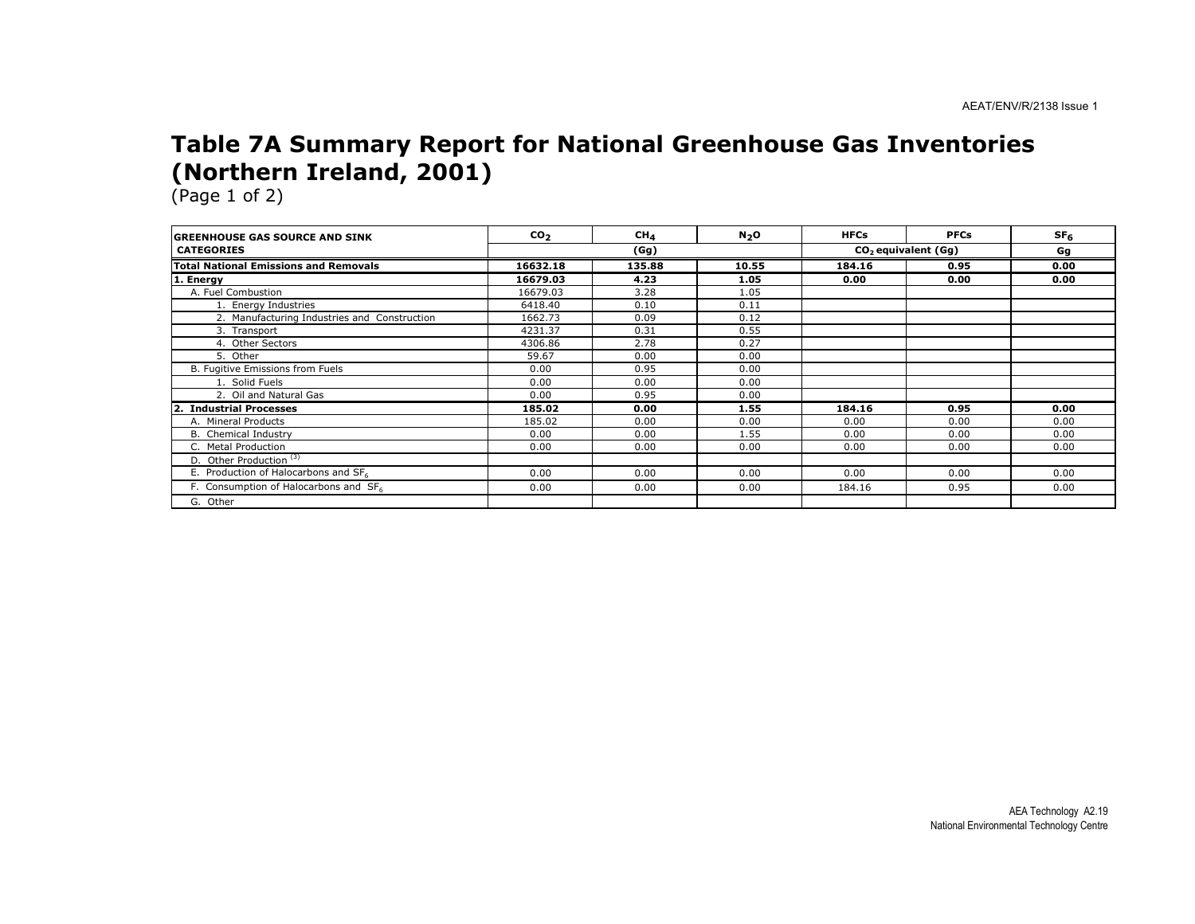# Table 7A Summary Report for National Greenhouse Gas Inventories (Northern Ireland, 2001)

(Page 1 of 2)

| GREENHOUSE GAS SOURCE AND SINK CATEGORIES | $CO_2$ | $CH_4$ | $N_2O$ | HFCs | PFCs | $SF_6$ |
|---|---|---|---|---|---|---|
| | (Gg) | | | $CO_2$ equivalent (Gg) | | Gg |
| **Total National Emissions and Removals** | **16632.18** | **135.88** | **10.55** | **184.16** | **0.95** | **0.00** |
| **1. Energy** | **16679.03** | **4.23** | **1.05** | **0.00** | **0.00** | **0.00** |
| A. Fuel Combustion | 16679.03 | 3.28 | 1.05 | | | |
| 1. Energy Industries | 6418.40 | 0.10 | 0.11 | | | |
| 2. Manufacturing Industries and Construction | 1662.73 | 0.09 | 0.12 | | | |
| 3. Transport | 4231.37 | 0.31 | 0.55 | | | |
| 4. Other Sectors | 4306.86 | 2.78 | 0.27 | | | |
| 5. Other | 59.67 | 0.00 | 0.00 | | | |
| B. Fugitive Emissions from Fuels | 0.00 | 0.95 | 0.00 | | | |
| 1. Solid Fuels | 0.00 | 0.00 | 0.00 | | | |
| 2. Oil and Natural Gas | 0.00 | 0.95 | 0.00 | | | |
| **2. Industrial Processes** | **185.02** | **0.00** | **1.55** | **184.16** | **0.95** | **0.00** |
| A. Mineral Products | 185.02 | 0.00 | 0.00 | 0.00 | 0.00 | 0.00 |
| B. Chemical Industry | 0.00 | 0.00 | 1.55 | 0.00 | 0.00 | 0.00 |
| C. Metal Production | 0.00 | 0.00 | 0.00 | 0.00 | 0.00 | 0.00 |
| D. Other Production [(3)] | | | | | | |
| E. Production of Halocarbons and $SF_6$ | 0.00 | 0.00 | 0.00 | 0.00 | 0.00 | 0.00 |
| F. Consumption of Halocarbons and $SF_6$ | 0.00 | 0.00 | 0.00 | 184.16 | 0.95 | 0.00 |
| G. Other | | | | | | |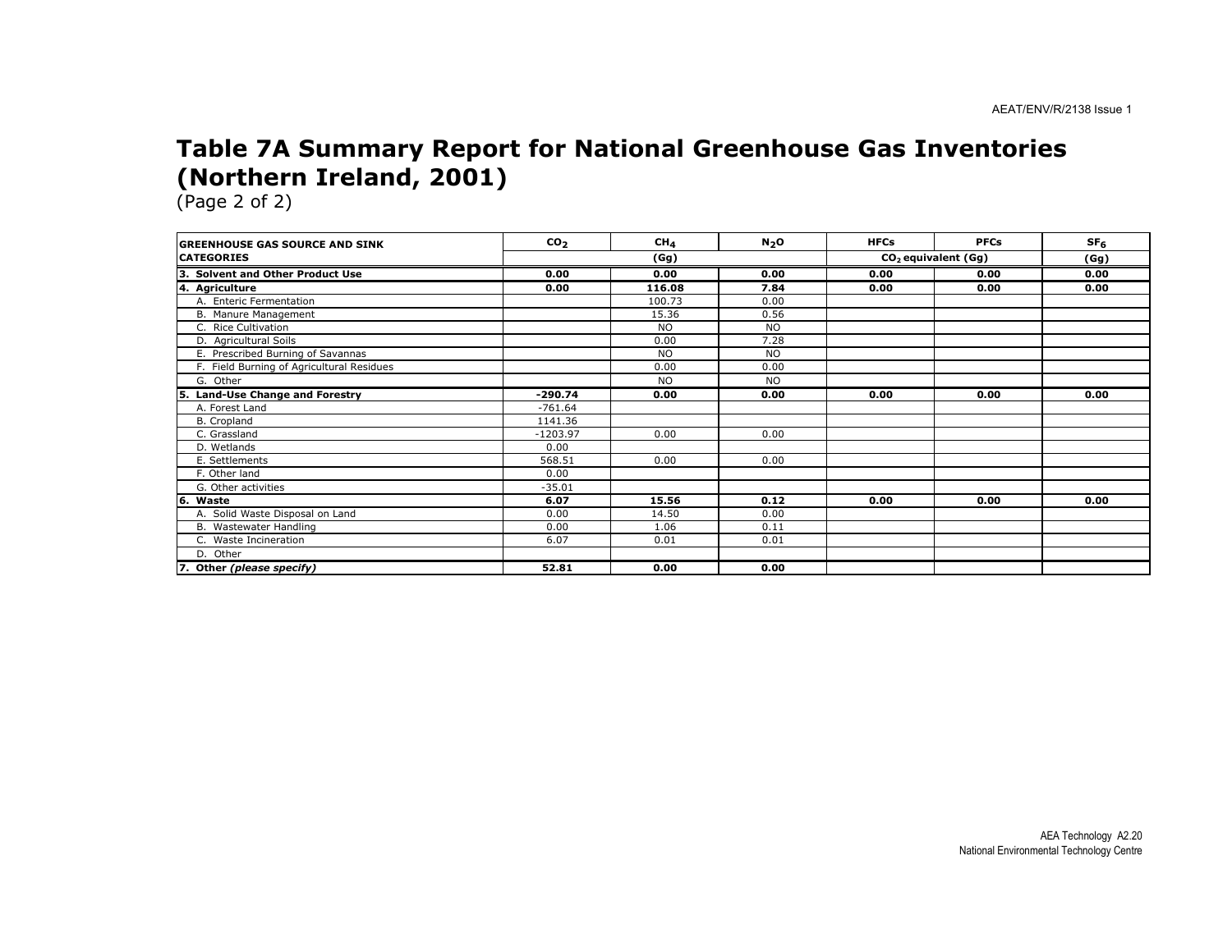# Table 7A Summary Report for National Greenhouse Gas Inventories (Northern Ireland, 2001)

(Page 2 of 2)

| GREENHOUSE GAS SOURCE AND SINK CATEGORIES | $CO_2$ | $CH_4$ | $N_2O$ | HFCs | PFCs | $SF_6$ |
|---|---|---|---|---|---|---|
| | (Gg) | | | $CO_2$ equivalent (Gg) | | (Gg) |
| **3. Solvent and Other Product Use** | **0.00** | **0.00** | **0.00** | **0.00** | **0.00** | **0.00** |
| **4. Agriculture** | **0.00** | **116.08** | **7.84** | **0.00** | **0.00** | **0.00** |
| A. Enteric Fermentation | | 100.73 | 0.00 | | | |
| B. Manure Management | | 15.36 | 0.56 | | | |
| C. Rice Cultivation | | NO | NO | | | |
| D. Agricultural Soils | | 0.00 | 7.28 | | | |
| E. Prescribed Burning of Savannas | | NO | NO | | | |
| F. Field Burning of Agricultural Residues | | 0.00 | 0.00 | | | |
| G. Other | | NO | NO | | | |
| **5. Land-Use Change and Forestry** | **-290.74** | **0.00** | **0.00** | **0.00** | **0.00** | **0.00** |
| A. Forest Land | -761.64 | | | | | |
| B. Cropland | 1141.36 | | | | | |
| C. Grassland | -1203.97 | 0.00 | 0.00 | | | |
| D. Wetlands | 0.00 | | | | | |
| E. Settlements | 568.51 | 0.00 | 0.00 | | | |
| F. Other land | 0.00 | | | | | |
| G. Other activities | -35.01 | | | | | |
| **6. Waste** | **6.07** | **15.56** | **0.12** | **0.00** | **0.00** | **0.00** |
| A. Solid Waste Disposal on Land | 0.00 | 14.50 | 0.00 | | | |
| B. Wastewater Handling | 0.00 | 1.06 | 0.11 | | | |
| C. Waste Incineration | 6.07 | 0.01 | 0.01 | | | |
| D. Other | | | | | | |
| **7. Other *(please specify)*** | **52.81** | **0.00** | **0.00** | | | |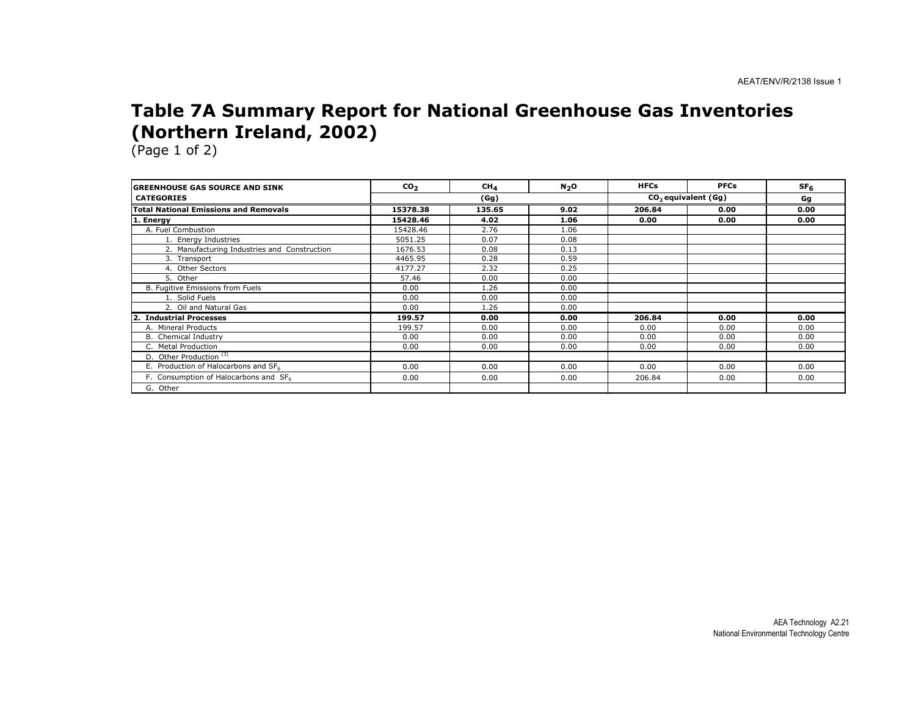# Table 7A Summary Report for National Greenhouse Gas Inventories (Northern Ireland, 2002)

(Page 1 of 2)

| GREENHOUSE GAS SOURCE AND SINK CATEGORIES | $CO_2$ | $CH_4$ | $N_2O$ | HFCs | PFCs | $SF_6$ |
|---|---|---|---|---|---|---|
| | (Gg) | | | $CO_2$ equivalent (Gg) | | Gg |
| **Total National Emissions and Removals** | **15378.38** | **135.65** | **9.02** | **206.84** | **0.00** | **0.00** |
| **1. Energy** | **15428.46** | **4.02** | **1.06** | **0.00** | **0.00** | **0.00** |
| A. Fuel Combustion | 15428.46 | 2.76 | 1.06 | | | |
| 1. Energy Industries | 5051.25 | 0.07 | 0.08 | | | |
| 2. Manufacturing Industries and Construction | 1676.53 | 0.08 | 0.13 | | | |
| 3. Transport | 4465.95 | 0.28 | 0.59 | | | |
| 4. Other Sectors | 4177.27 | 2.32 | 0.25 | | | |
| 5. Other | 57.46 | 0.00 | 0.00 | | | |
| B. Fugitive Emissions from Fuels | 0.00 | 1.26 | 0.00 | | | |
| 1. Solid Fuels | 0.00 | 0.00 | 0.00 | | | |
| 2. Oil and Natural Gas | 0.00 | 1.26 | 0.00 | | | |
| **2. Industrial Processes** | **199.57** | **0.00** | **0.00** | **206.84** | **0.00** | **0.00** |
| A. Mineral Products | 199.57 | 0.00 | 0.00 | 0.00 | 0.00 | 0.00 |
| B. Chemical Industry | 0.00 | 0.00 | 0.00 | 0.00 | 0.00 | 0.00 |
| C. Metal Production | 0.00 | 0.00 | 0.00 | 0.00 | 0.00 | 0.00 |
| D. Other Production [(3)] | | | | | | |
| E. Production of Halocarbons and $SF_6$ | 0.00 | 0.00 | 0.00 | 0.00 | 0.00 | 0.00 |
| F. Consumption of Halocarbons and $SF_6$ | 0.00 | 0.00 | 0.00 | 206.84 | 0.00 | 0.00 |
| G. Other | | | | | | |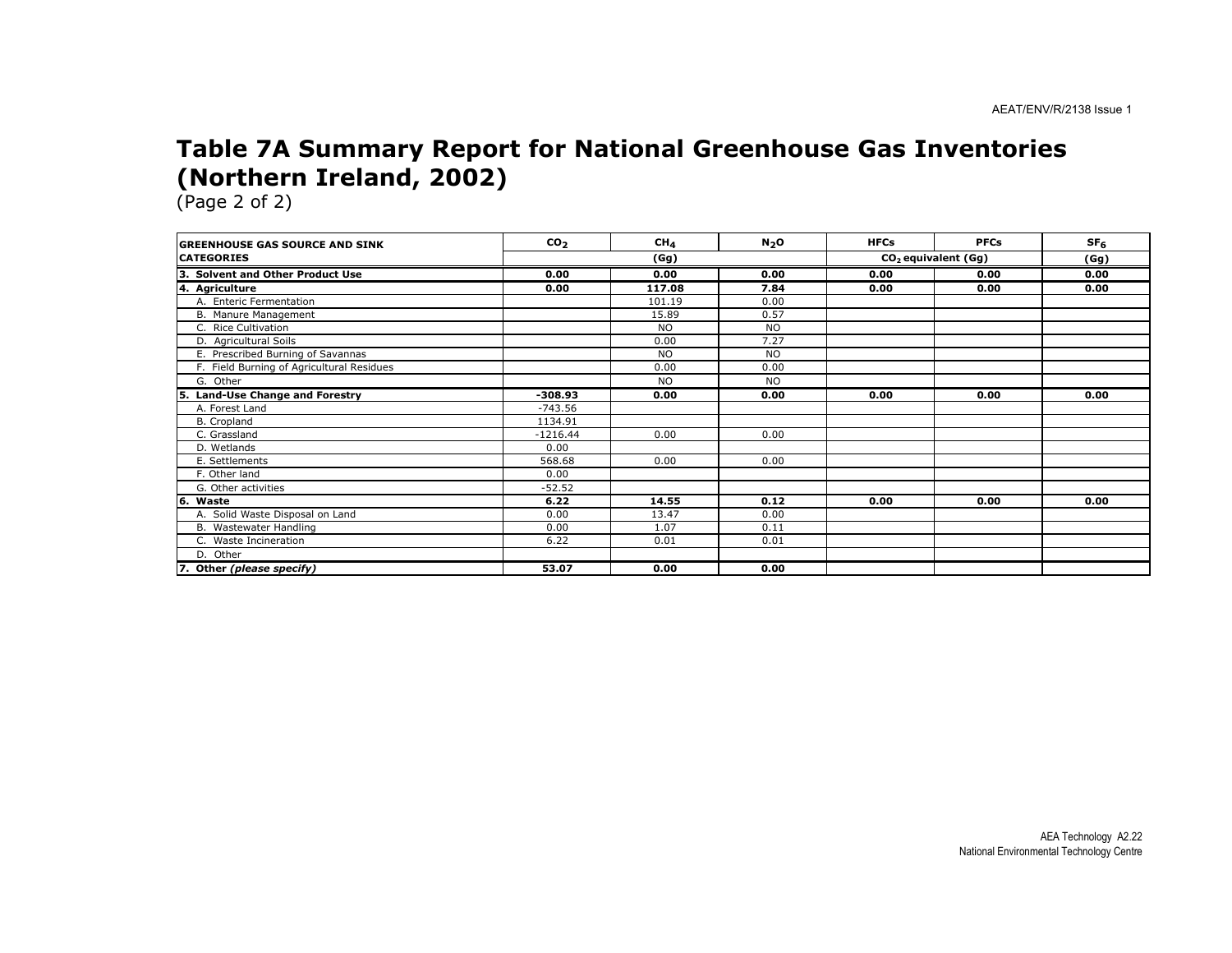# Table 7A Summary Report for National Greenhouse Gas Inventories (Northern Ireland, 2002)

(Page 2 of 2)

| GREENHOUSE GAS SOURCE AND SINK CATEGORIES | $CO_2$ | $CH_4$ | $N_2O$ | HFCs | PFCs | $SF_6$ |
|---|---|---|---|---|---|---|
| | (Gg) | | | $CO_2$ equivalent (Gg) | | (Gg) |
| **3. Solvent and Other Product Use** | **0.00** | **0.00** | **0.00** | **0.00** | **0.00** | **0.00** |
| **4. Agriculture** | **0.00** | **117.08** | **7.84** | **0.00** | **0.00** | **0.00** |
| A. Enteric Fermentation | | 101.19 | 0.00 | | | |
| B. Manure Management | | 15.89 | 0.57 | | | |
| C. Rice Cultivation | | NO | NO | | | |
| D. Agricultural Soils | | 0.00 | 7.27 | | | |
| E. Prescribed Burning of Savannas | | NO | NO | | | |
| F. Field Burning of Agricultural Residues | | 0.00 | 0.00 | | | |
| G. Other | | NO | NO | | | |
| **5. Land-Use Change and Forestry** | **-308.93** | **0.00** | **0.00** | **0.00** | **0.00** | **0.00** |
| A. Forest Land | -743.56 | | | | | |
| B. Cropland | 1134.91 | | | | | |
| C. Grassland | -1216.44 | 0.00 | 0.00 | | | |
| D. Wetlands | 0.00 | | | | | |
| E. Settlements | 568.68 | 0.00 | 0.00 | | | |
| F. Other land | 0.00 | | | | | |
| G. Other activities | -52.52 | | | | | |
| **6. Waste** | **6.22** | **14.55** | **0.12** | **0.00** | **0.00** | **0.00** |
| A. Solid Waste Disposal on Land | 0.00 | 13.47 | 0.00 | | | |
| B. Wastewater Handling | 0.00 | 1.07 | 0.11 | | | |
| C. Waste Incineration | 6.22 | 0.01 | 0.01 | | | |
| D. Other | | | | | | |
| **7. Other *(please specify)*** | **53.07** | **0.00** | **0.00** | | | |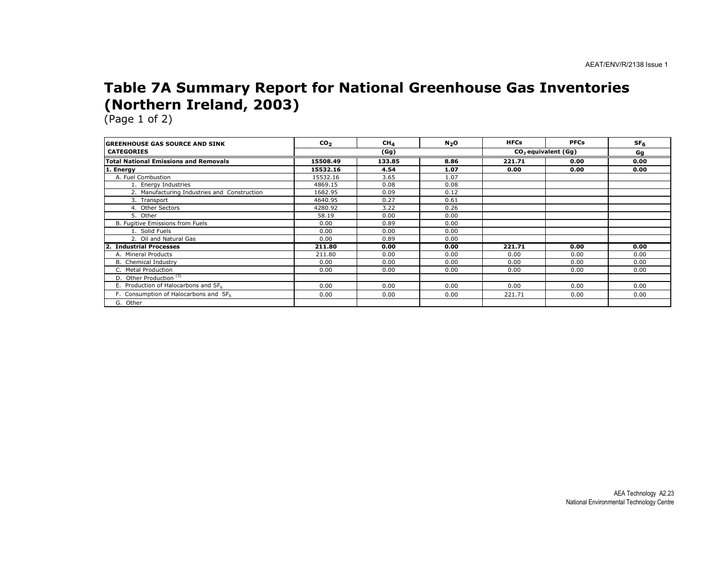# Table 7A Summary Report for National Greenhouse Gas Inventories (Northern Ireland, 2003)

(Page 1 of 2)

| GREENHOUSE GAS SOURCE AND SINK CATEGORIES | $CO_2$ | $CH_4$ | $N_2O$ | HFCs | PFCs | $SF_6$ |
|---|---|---|---|---|---|---|
| | (Gg) | | | $CO_2$ equivalent (Gg) | | Gg |
| **Total National Emissions and Removals** | **15508.49** | **133.85** | **8.86** | **221.71** | **0.00** | **0.00** |
| **1. Energy** | **15532.16** | **4.54** | **1.07** | **0.00** | **0.00** | **0.00** |
| A. Fuel Combustion | 15532.16 | 3.65 | 1.07 | | | |
| 1. Energy Industries | 4869.15 | 0.08 | 0.08 | | | |
| 2. Manufacturing Industries and Construction | 1682.95 | 0.09 | 0.12 | | | |
| 3. Transport | 4640.95 | 0.27 | 0.61 | | | |
| 4. Other Sectors | 4280.92 | 3.22 | 0.26 | | | |
| 5. Other | 58.19 | 0.00 | 0.00 | | | |
| B. Fugitive Emissions from Fuels | 0.00 | 0.89 | 0.00 | | | |
| 1. Solid Fuels | 0.00 | 0.00 | 0.00 | | | |
| 2. Oil and Natural Gas | 0.00 | 0.89 | 0.00 | | | |
| **2. Industrial Processes** | **211.80** | **0.00** | **0.00** | **221.71** | **0.00** | **0.00** |
| A. Mineral Products | 211.80 | 0.00 | 0.00 | 0.00 | 0.00 | 0.00 |
| B. Chemical Industry | 0.00 | 0.00 | 0.00 | 0.00 | 0.00 | 0.00 |
| C. Metal Production | 0.00 | 0.00 | 0.00 | 0.00 | 0.00 | 0.00 |
| D. Other Production [(3)] | | | | | | |
| E. Production of Halocarbons and $SF_6$ | 0.00 | 0.00 | 0.00 | 0.00 | 0.00 | 0.00 |
| F. Consumption of Halocarbons and $SF_6$ | 0.00 | 0.00 | 0.00 | 221.71 | 0.00 | 0.00 |
| G. Other | | | | | | |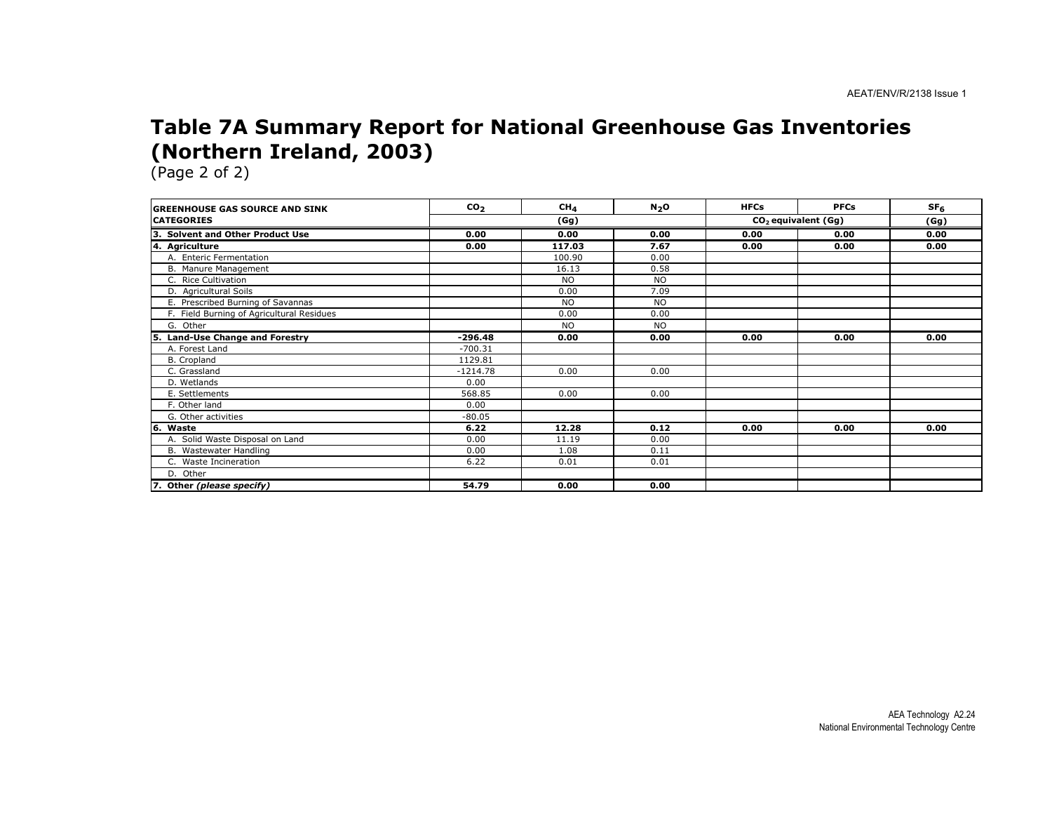# Table 7A Summary Report for National Greenhouse Gas Inventories (Northern Ireland, 2003)

(Page 2 of 2)

| GREENHOUSE GAS SOURCE AND SINK CATEGORIES | $CO_2$ | $CH_4$ | $N_2O$ | HFCs | PFCs | $SF_6$ |
|---|---|---|---|---|---|---|
| | (Gg) | | | $CO_2$ equivalent (Gg) | | (Gg) |
| **3. Solvent and Other Product Use** | **0.00** | **0.00** | **0.00** | **0.00** | **0.00** | **0.00** |
| **4. Agriculture** | **0.00** | **117.03** | **7.67** | **0.00** | **0.00** | **0.00** |
| A. Enteric Fermentation | | 100.90 | 0.00 | | | |
| B. Manure Management | | 16.13 | 0.58 | | | |
| C. Rice Cultivation | | NO | NO | | | |
| D. Agricultural Soils | | 0.00 | 7.09 | | | |
| E. Prescribed Burning of Savannas | | NO | NO | | | |
| F. Field Burning of Agricultural Residues | | 0.00 | 0.00 | | | |
| G. Other | | NO | NO | | | |
| **5. Land-Use Change and Forestry** | **-296.48** | **0.00** | **0.00** | **0.00** | **0.00** | **0.00** |
| A. Forest Land | -700.31 | | | | | |
| B. Cropland | 1129.81 | | | | | |
| C. Grassland | -1214.78 | 0.00 | 0.00 | | | |
| D. Wetlands | 0.00 | | | | | |
| E. Settlements | 568.85 | 0.00 | 0.00 | | | |
| F. Other land | 0.00 | | | | | |
| G. Other activities | -80.05 | | | | | |
| **6. Waste** | **6.22** | **12.28** | **0.12** | **0.00** | **0.00** | **0.00** |
| A. Solid Waste Disposal on Land | 0.00 | 11.19 | 0.00 | | | |
| B. Wastewater Handling | 0.00 | 1.08 | 0.11 | | | |
| C. Waste Incineration | 6.22 | 0.01 | 0.01 | | | |
| D. Other | | | | | | |
| **7. Other *(please specify)*** | **54.79** | **0.00** | **0.00** | | | |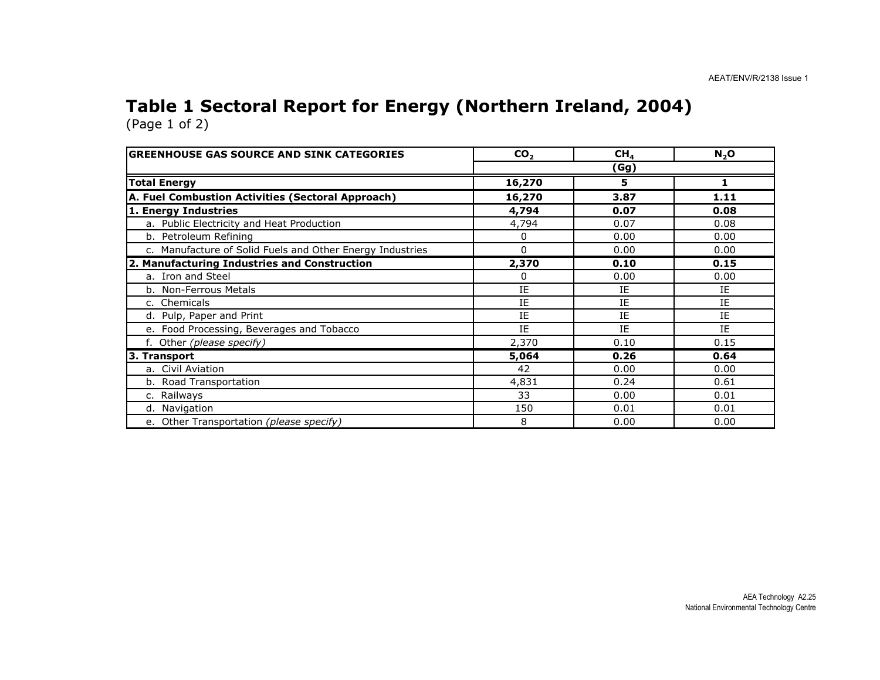# Table 1 Sectoral Report for Energy (Northern Ireland, 2004)

(Page 1 of 2)

| GREENHOUSE GAS SOURCE AND SINK CATEGORIES | $CO_2$ | $CH_4$ | $N_2O$ |
|---|---|---|---|
| | | (Gg) | |
| **Total Energy** | **16,270** | **5** | **1** |
| **A. Fuel Combustion Activities (Sectoral Approach)** | **16,270** | **3.87** | **1.11** |
| **1. Energy Industries** | **4,794** | **0.07** | **0.08** |
| a. Public Electricity and Heat Production | 4,794 | 0.07 | 0.08 |
| b. Petroleum Refining | 0 | 0.00 | 0.00 |
| c. Manufacture of Solid Fuels and Other Energy Industries | 0 | 0.00 | 0.00 |
| **2. Manufacturing Industries and Construction** | **2,370** | **0.10** | **0.15** |
| a. Iron and Steel | 0 | 0.00 | 0.00 |
| b. Non-Ferrous Metals | IE | IE | IE |
| c. Chemicals | IE | IE | IE |
| d. Pulp, Paper and Print | IE | IE | IE |
| e. Food Processing, Beverages and Tobacco | IE | IE | IE |
| f. Other *(please specify)* | 2,370 | 0.10 | 0.15 |
| **3. Transport** | **5,064** | **0.26** | **0.64** |
| a. Civil Aviation | 42 | 0.00 | 0.00 |
| b. Road Transportation | 4,831 | 0.24 | 0.61 |
| c. Railways | 33 | 0.00 | 0.01 |
| d. Navigation | 150 | 0.01 | 0.01 |
| e. Other Transportation *(please specify)* | 8 | 0.00 | 0.00 |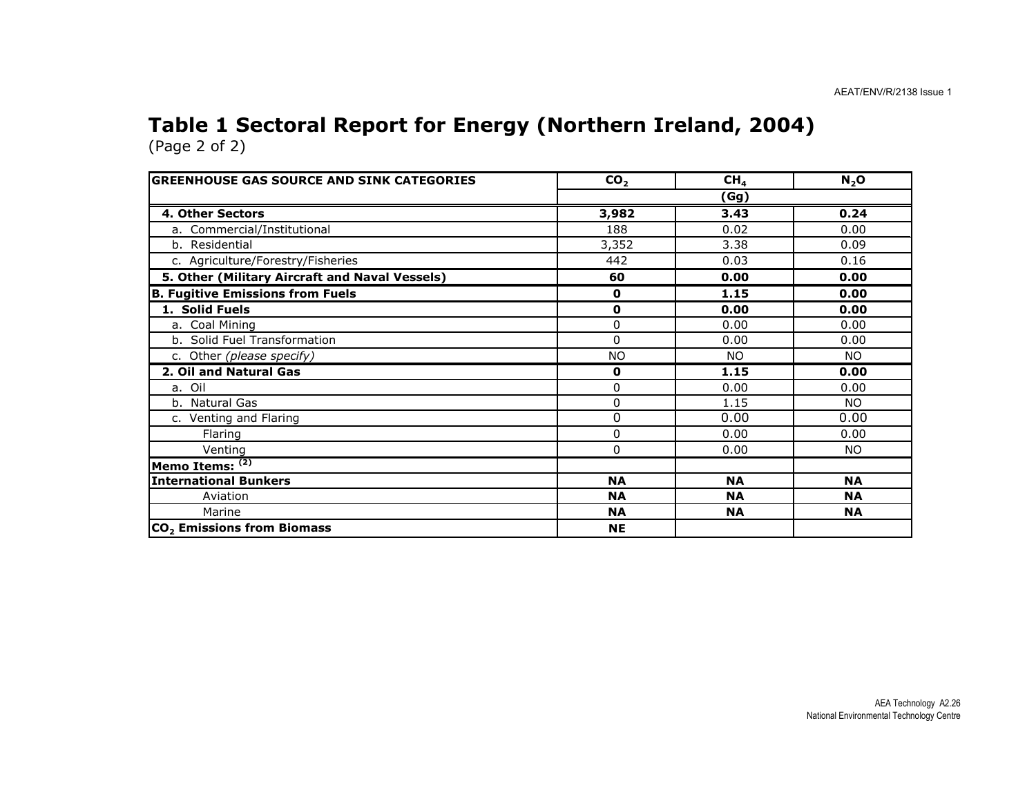# Table 1 Sectoral Report for Energy (Northern Ireland, 2004)

(Page 2 of 2)

| GREENHOUSE GAS SOURCE AND SINK CATEGORIES | $CO_2$ | $CH_4$ | $N_2O$ |
|---|---|---|---|
| | | (Gg) | |
| **4. Other Sectors** | **3,982** | **3.43** | **0.24** |
| a. Commercial/Institutional | 188 | 0.02 | 0.00 |
| b. Residential | 3,352 | 3.38 | 0.09 |
| c. Agriculture/Forestry/Fisheries | 442 | 0.03 | 0.16 |
| **5. Other (Military Aircraft and Naval Vessels)** | **60** | **0.00** | **0.00** |
| **B. Fugitive Emissions from Fuels** | **0** | **1.15** | **0.00** |
| **1. Solid Fuels** | **0** | **0.00** | **0.00** |
| a. Coal Mining | 0 | 0.00 | 0.00 |
| b. Solid Fuel Transformation | 0 | 0.00 | 0.00 |
| c. Other *(please specify)* | NO | NO | NO |
| **2. Oil and Natural Gas** | **0** | **1.15** | **0.00** |
| a. Oil | 0 | 0.00 | 0.00 |
| b. Natural Gas | 0 | 1.15 | NO |
| c. Venting and Flaring | 0 | 0.00 | 0.00 |
| Flaring | 0 | 0.00 | 0.00 |
| Venting | 0 | 0.00 | NO |
| **Memo Items: (2)** | | | |
| **International Bunkers** | **NA** | **NA** | **NA** |
| Aviation | **NA** | **NA** | **NA** |
| Marine | **NA** | **NA** | **NA** |
| **$CO_2$ Emissions from Biomass** | **NE** | | |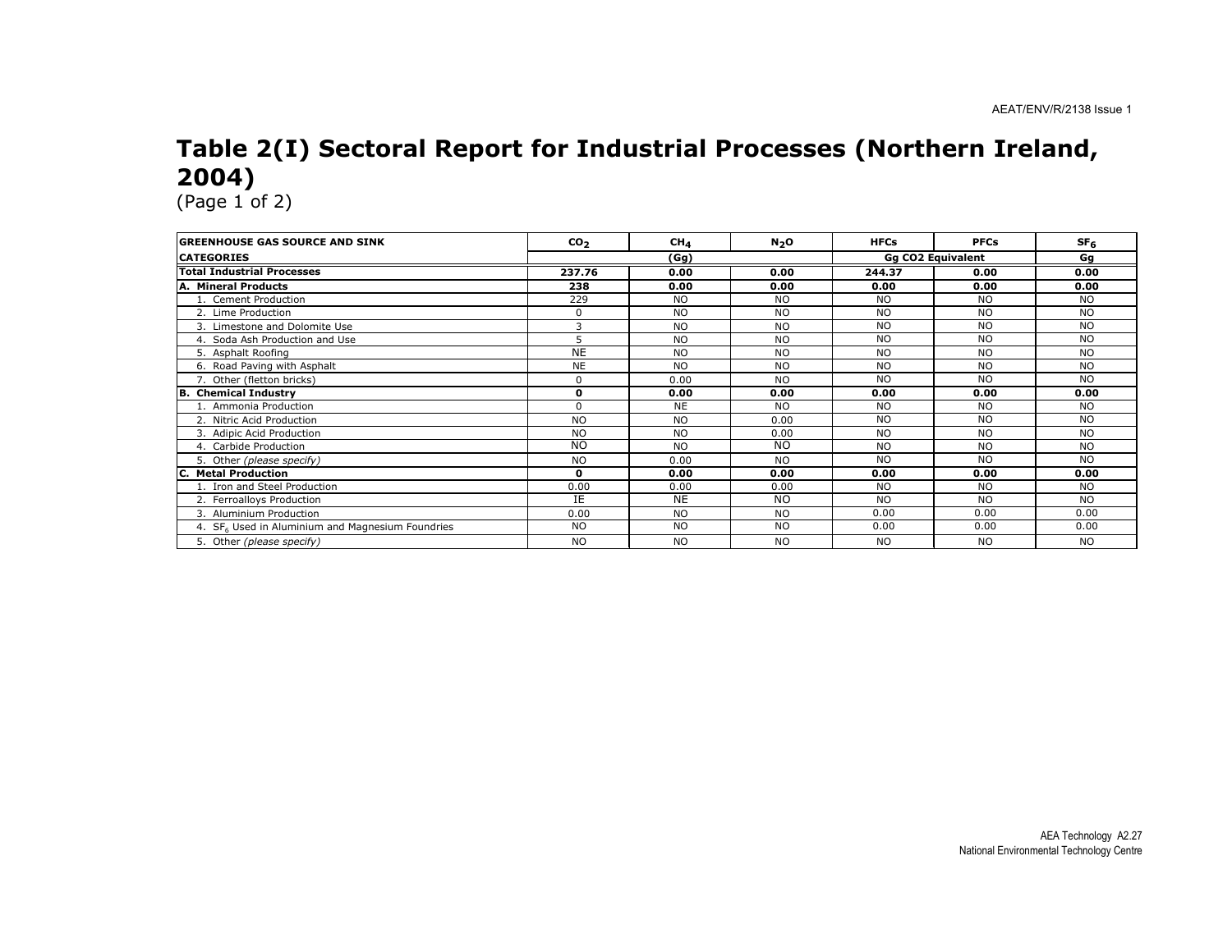# Table 2(I) Sectoral Report for Industrial Processes (Northern Ireland, 2004)

(Page 1 of 2)

| GREENHOUSE GAS SOURCE AND SINK | $CO_2$ | $CH_4$ | $N_2O$ | HFCs | PFCs | $SF_6$ |
|---|---|---|---|---|---|---|
| **CATEGORIES** | (Gg) | | | Gg CO2 Equivalent | | Gg |
| **Total Industrial Processes** | **237.76** | **0.00** | **0.00** | **244.37** | **0.00** | **0.00** |
| **A. Mineral Products** | **238** | **0.00** | **0.00** | **0.00** | **0.00** | **0.00** |
| 1. Cement Production | 229 | NO | NO | NO | NO | NO |
| 2. Lime Production | 0 | NO | NO | NO | NO | NO |
| 3. Limestone and Dolomite Use | 3 | NO | NO | NO | NO | NO |
| 4. Soda Ash Production and Use | 5 | NO | NO | NO | NO | NO |
| 5. Asphalt Roofing | NE | NO | NO | NO | NO | NO |
| 6. Road Paving with Asphalt | NE | NO | NO | NO | NO | NO |
| 7. Other (fletton bricks) | 0 | 0.00 | NO | NO | NO | NO |
| **B. Chemical Industry** | **0** | **0.00** | **0.00** | **0.00** | **0.00** | **0.00** |
| 1. Ammonia Production | 0 | NE | NO | NO | NO | NO |
| 2. Nitric Acid Production | NO | NO | 0.00 | NO | NO | NO |
| 3. Adipic Acid Production | NO | NO | 0.00 | NO | NO | NO |
| 4. Carbide Production | NO | NO | NO | NO | NO | NO |
| 5. Other *(please specify)* | NO | 0.00 | NO | NO | NO | NO |
| **C. Metal Production** | **0** | **0.00** | **0.00** | **0.00** | **0.00** | **0.00** |
| 1. Iron and Steel Production | 0.00 | 0.00 | 0.00 | NO | NO | NO |
| 2. Ferroalloys Production | IE | NE | NO | NO | NO | NO |
| 3. Aluminium Production | 0.00 | NO | NO | 0.00 | 0.00 | 0.00 |
| 4. $SF_6$ Used in Aluminium and Magnesium Foundries | NO | NO | NO | 0.00 | 0.00 | 0.00 |
| 5. Other *(please specify)* | NO | NO | NO | NO | NO | NO |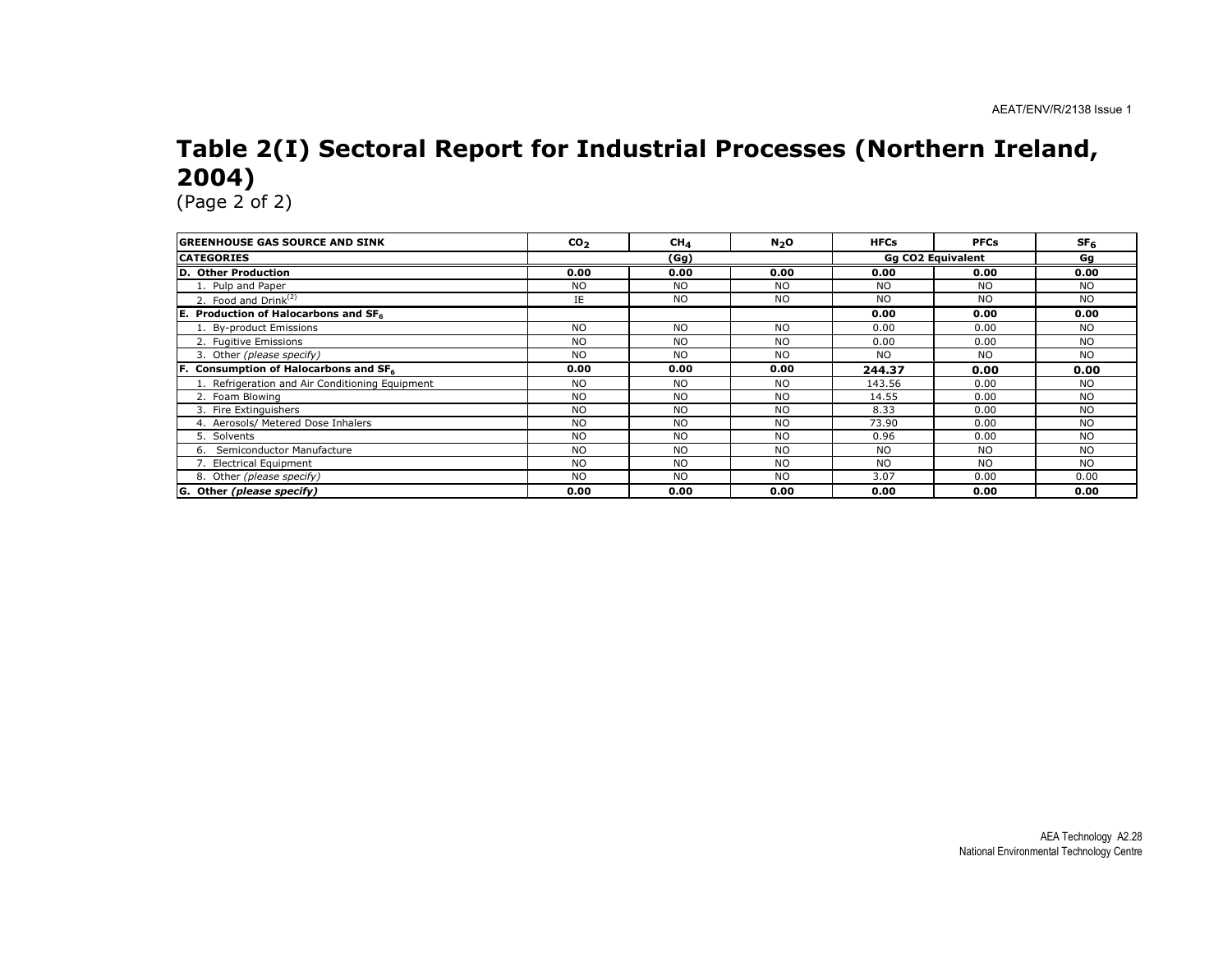# Table 2(I) Sectoral Report for Industrial Processes (Northern Ireland, 2004)

(Page 2 of 2)

| GREENHOUSE GAS SOURCE AND SINK | $CO_2$ | $CH_4$ | $N_2O$ | HFCs | PFCs | $SF_6$ |
|---|---|---|---|---|---|---|
| **CATEGORIES** | | (Gg) | | Gg CO2 Equivalent | | Gg |
| **D. Other Production** | **0.00** | **0.00** | **0.00** | **0.00** | **0.00** | **0.00** |
| 1. Pulp and Paper | NO | NO | NO | NO | NO | NO |
| 2. Food and Drink[(2)] | IE | NO | NO | NO | NO | NO |
| **E. Production of Halocarbons and $SF_6$** | | | | **0.00** | **0.00** | **0.00** |
| 1. By-product Emissions | NO | NO | NO | 0.00 | 0.00 | NO |
| 2. Fugitive Emissions | NO | NO | NO | 0.00 | 0.00 | NO |
| 3. Other *(please specify)* | NO | NO | NO | NO | NO | NO |
| **F. Consumption of Halocarbons and $SF_6$** | **0.00** | **0.00** | **0.00** | **244.37** | **0.00** | **0.00** |
| 1. Refrigeration and Air Conditioning Equipment | NO | NO | NO | 143.56 | 0.00 | NO |
| 2. Foam Blowing | NO | NO | NO | 14.55 | 0.00 | NO |
| 3. Fire Extinguishers | NO | NO | NO | 8.33 | 0.00 | NO |
| 4. Aerosols/ Metered Dose Inhalers | NO | NO | NO | 73.90 | 0.00 | NO |
| 5. Solvents | NO | NO | NO | 0.96 | 0.00 | NO |
| 6. Semiconductor Manufacture | NO | NO | NO | NO | NO | NO |
| 7. Electrical Equipment | NO | NO | NO | NO | NO | NO |
| 8. Other *(please specify)* | NO | NO | NO | 3.07 | 0.00 | 0.00 |
| **G. Other *(please specify)*** | **0.00** | **0.00** | **0.00** | **0.00** | **0.00** | **0.00** |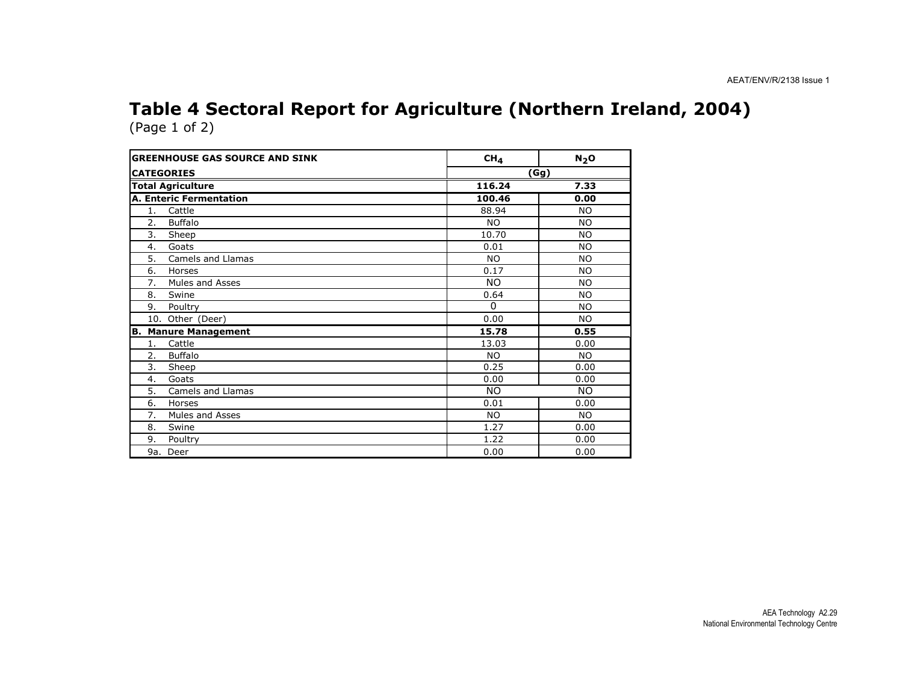# Table 4 Sectoral Report for Agriculture (Northern Ireland, 2004)

(Page 1 of 2)

| GREENHOUSE GAS SOURCE AND SINK CATEGORIES | $CH_4$ | $N_2O$ |
|---|---|---|
| | (Gg) | |
| **Total Agriculture** | **116.24** | **7.33** |
| **A. Enteric Fermentation** | **100.46** | **0.00** |
| 1. Cattle | 88.94 | NO |
| 2. Buffalo | NO | NO |
| 3. Sheep | 10.70 | NO |
| 4. Goats | 0.01 | NO |
| 5. Camels and Llamas | NO | NO |
| 6. Horses | 0.17 | NO |
| 7. Mules and Asses | NO | NO |
| 8. Swine | 0.64 | NO |
| 9. Poultry | 0 | NO |
| 10. Other (Deer) | 0.00 | NO |
| **B. Manure Management** | **15.78** | **0.55** |
| 1. Cattle | 13.03 | 0.00 |
| 2. Buffalo | NO | NO |
| 3. Sheep | 0.25 | 0.00 |
| 4. Goats | 0.00 | 0.00 |
| 5. Camels and Llamas | NO | NO |
| 6. Horses | 0.01 | 0.00 |
| 7. Mules and Asses | NO | NO |
| 8. Swine | 1.27 | 0.00 |
| 9. Poultry | 1.22 | 0.00 |
| 9a. Deer | 0.00 | 0.00 |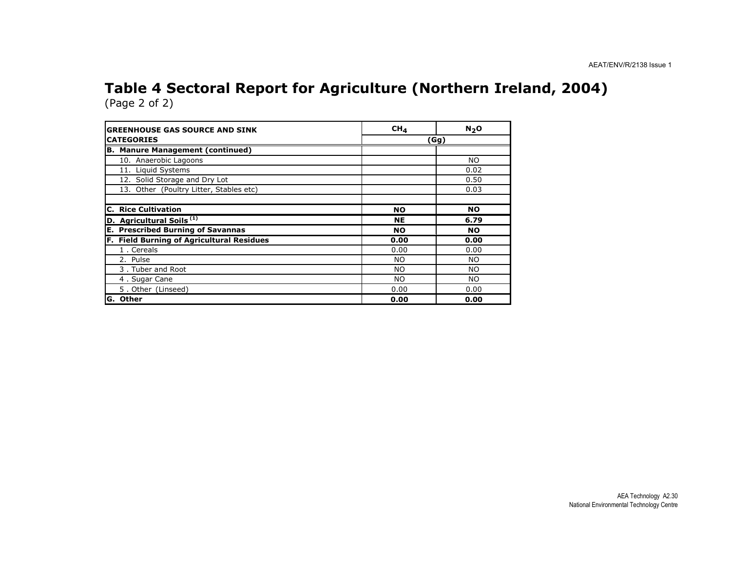# Table 4 Sectoral Report for Agriculture (Northern Ireland, 2004)

(Page 2 of 2)

| GREENHOUSE GAS SOURCE AND SINK CATEGORIES | $CH_4$ | $N_2O$ |
|---|---|---|
| | (Gg) | |
| **B. Manure Management (continued)** | | |
| 10. Anaerobic Lagoons | | NO |
| 11. Liquid Systems | | 0.02 |
| 12. Solid Storage and Dry Lot | | 0.50 |
| 13. Other (Poultry Litter, Stables etc) | | 0.03 |
| | | |
| **C. Rice Cultivation** | **NO** | **NO** |
| **D. Agricultural Soils [(1)]** | **NE** | **6.79** |
| **E. Prescribed Burning of Savannas** | **NO** | **NO** |
| **F. Field Burning of Agricultural Residues** | **0.00** | **0.00** |
| 1 . Cereals | 0.00 | 0.00 |
| 2. Pulse | NO | NO |
| 3 . Tuber and Root | NO | NO |
| 4 . Sugar Cane | NO | NO |
| 5 . Other (Linseed) | 0.00 | 0.00 |
| **G. Other** | **0.00** | **0.00** |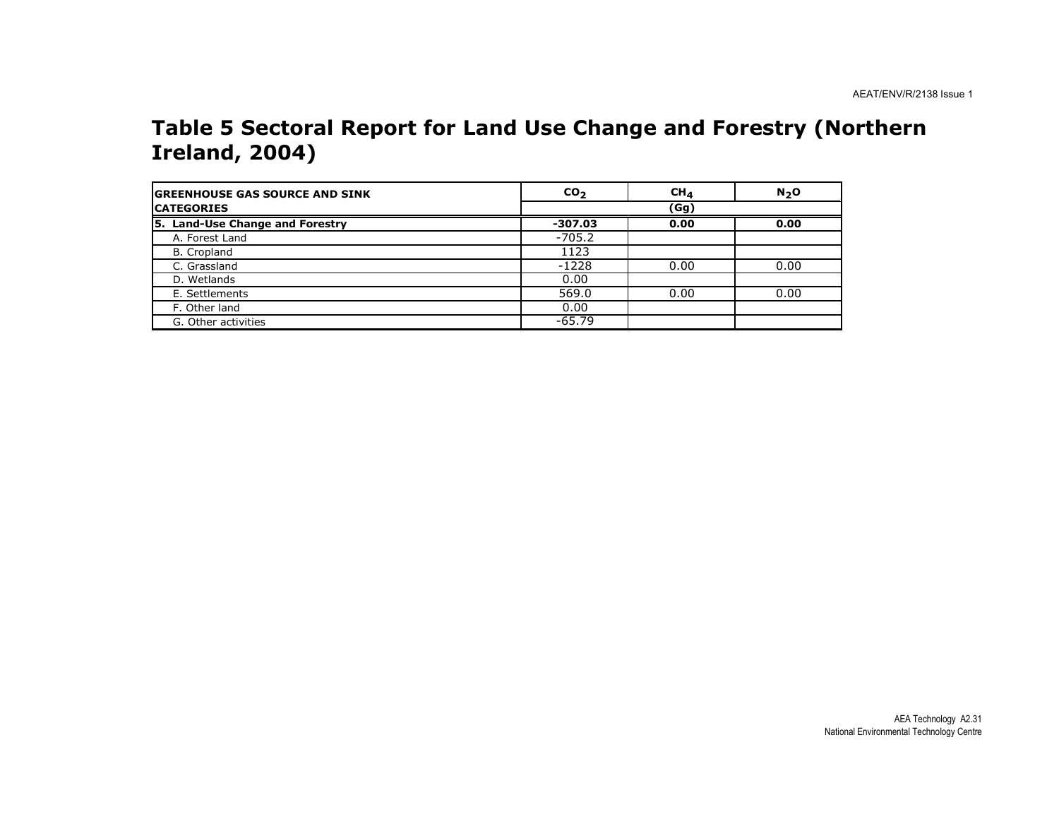# Table 5 Sectoral Report for Land Use Change and Forestry (Northern Ireland, 2004)

| GREENHOUSE GAS SOURCE AND SINK CATEGORIES | $CO_2$ | $CH_4$ | $N_2O$ |
|---|---|---|---|
| | (Gg) | | |
| **5. Land-Use Change and Forestry** | **-307.03** | **0.00** | **0.00** |
| A. Forest Land | -705.2 | | |
| B. Cropland | 1123 | | |
| C. Grassland | -1228 | 0.00 | 0.00 |
| D. Wetlands | 0.00 | | |
| E. Settlements | 569.0 | 0.00 | 0.00 |
| F. Other land | 0.00 | | |
| G. Other activities | -65.79 | | |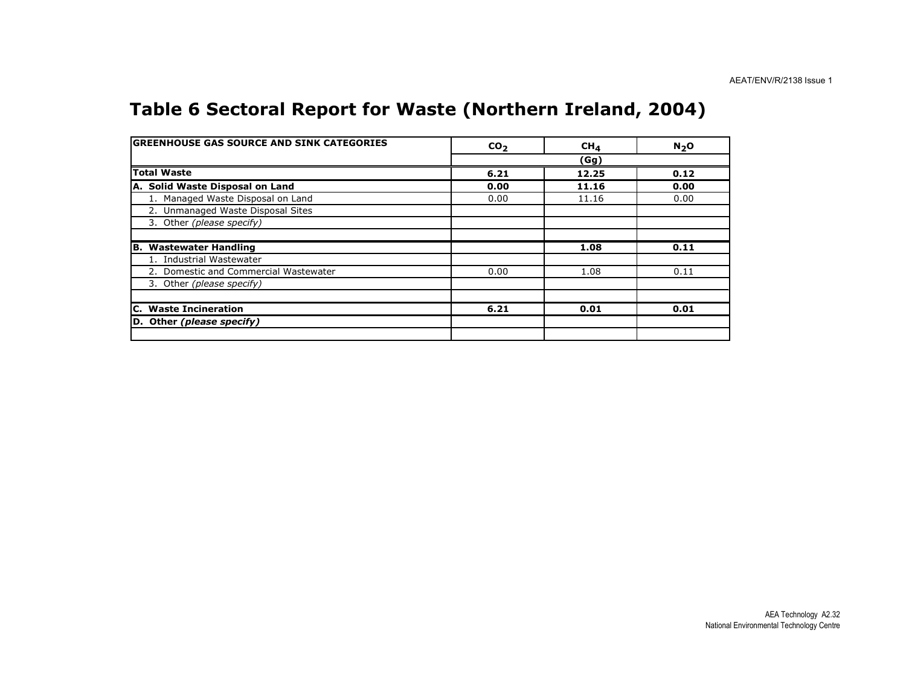# Table 6 Sectoral Report for Waste (Northern Ireland, 2004)

| GREENHOUSE GAS SOURCE AND SINK CATEGORIES | $CO_2$ | $CH_4$ | $N_2O$ |
|---|---|---|---|
| | | (Gg) | |
| **Total Waste** | **6.21** | **12.25** | **0.12** |
| **A. Solid Waste Disposal on Land** | **0.00** | **11.16** | **0.00** |
| 1. Managed Waste Disposal on Land | 0.00 | 11.16 | 0.00 |
| 2. Unmanaged Waste Disposal Sites | | | |
| 3. Other *(please specify)* | | | |
| | | | |
| **B. Wastewater Handling** | | **1.08** | **0.11** |
| 1. Industrial Wastewater | | | |
| 2. Domestic and Commercial Wastewater | 0.00 | 1.08 | 0.11 |
| 3. Other *(please specify)* | | | |
| | | | |
| **C. Waste Incineration** | **6.21** | **0.01** | **0.01** |
| **D. Other *(please specify)*** | | | |
| | | | |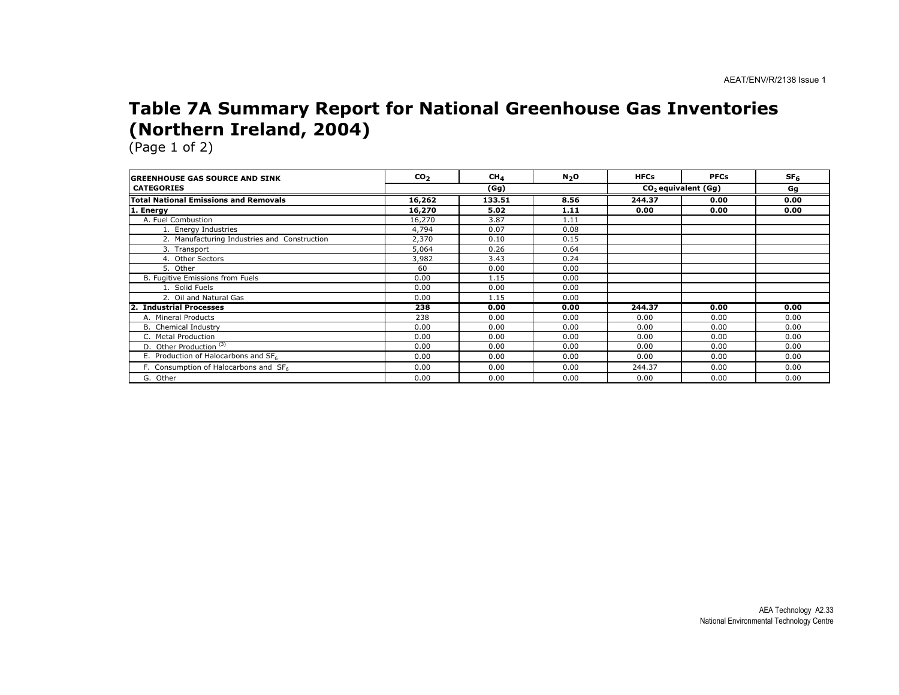# Table 7A Summary Report for National Greenhouse Gas Inventories (Northern Ireland, 2004)

(Page 1 of 2)

| GREENHOUSE GAS SOURCE AND SINK CATEGORIES | $CO_2$ | $CH_4$ | $N_2O$ | HFCs | PFCs | $SF_6$ |
|---|---|---|---|---|---|---|
| | (Gg) | | | $CO_2$ equivalent (Gg) | | Gg |
| **Total National Emissions and Removals** | **16,262** | **133.51** | **8.56** | **244.37** | **0.00** | **0.00** |
| **1. Energy** | **16,270** | **5.02** | **1.11** | **0.00** | **0.00** | **0.00** |
| A. Fuel Combustion | 16,270 | 3.87 | 1.11 | | | |
| 1. Energy Industries | 4,794 | 0.07 | 0.08 | | | |
| 2. Manufacturing Industries and Construction | 2,370 | 0.10 | 0.15 | | | |
| 3. Transport | 5,064 | 0.26 | 0.64 | | | |
| 4. Other Sectors | 3,982 | 3.43 | 0.24 | | | |
| 5. Other | 60 | 0.00 | 0.00 | | | |
| B. Fugitive Emissions from Fuels | 0.00 | 1.15 | 0.00 | | | |
| 1. Solid Fuels | 0.00 | 0.00 | 0.00 | | | |
| 2. Oil and Natural Gas | 0.00 | 1.15 | 0.00 | | | |
| **2. Industrial Processes** | **238** | **0.00** | **0.00** | **244.37** | **0.00** | **0.00** |
| A. Mineral Products | 238 | 0.00 | 0.00 | 0.00 | 0.00 | 0.00 |
| B. Chemical Industry | 0.00 | 0.00 | 0.00 | 0.00 | 0.00 | 0.00 |
| C. Metal Production | 0.00 | 0.00 | 0.00 | 0.00 | 0.00 | 0.00 |
| D. Other Production [(3)] | 0.00 | 0.00 | 0.00 | 0.00 | 0.00 | 0.00 |
| E. Production of Halocarbons and $SF_6$ | 0.00 | 0.00 | 0.00 | 0.00 | 0.00 | 0.00 |
| F. Consumption of Halocarbons and $SF_6$ | 0.00 | 0.00 | 0.00 | 244.37 | 0.00 | 0.00 |
| G. Other | 0.00 | 0.00 | 0.00 | 0.00 | 0.00 | 0.00 |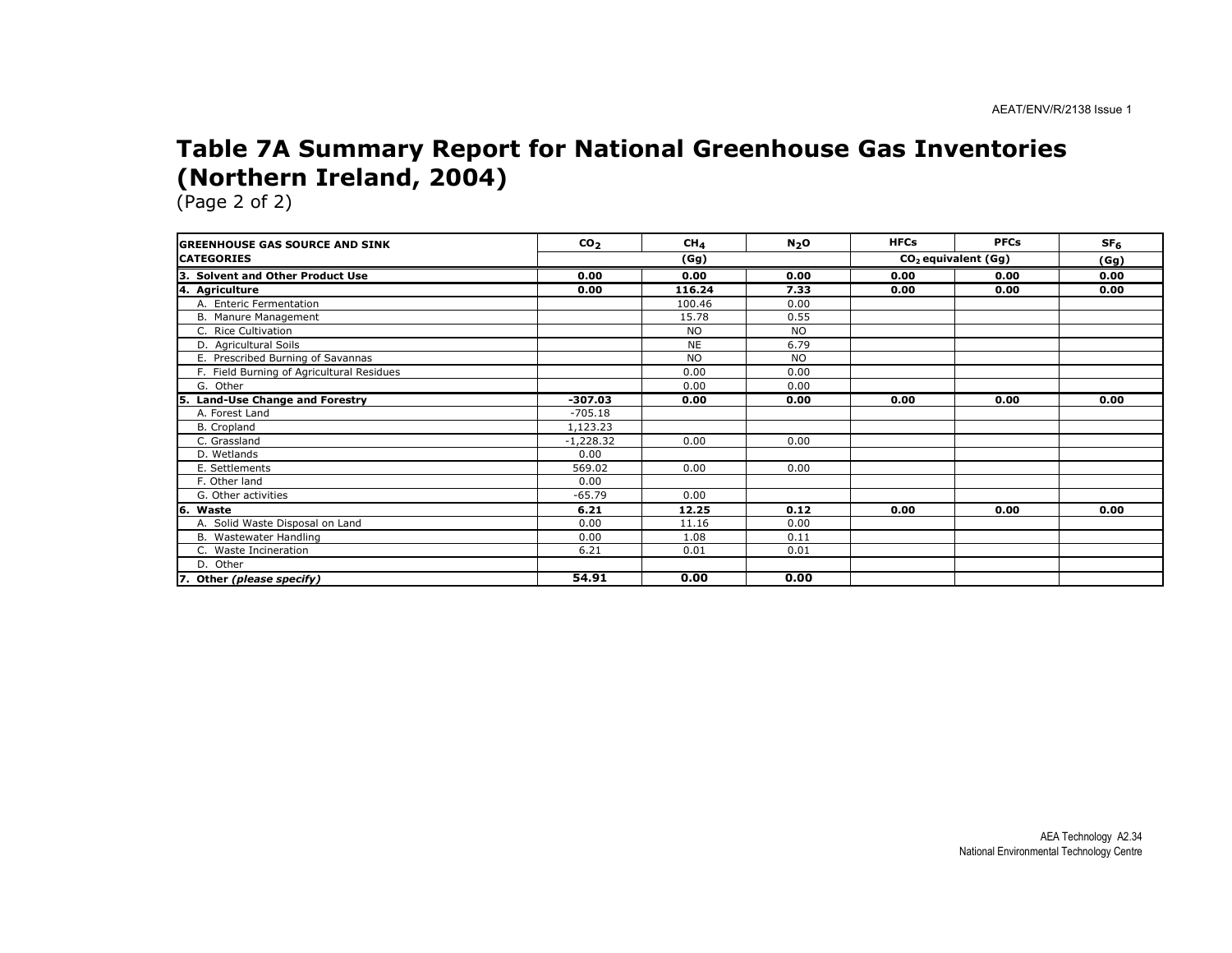# Table 7A Summary Report for National Greenhouse Gas Inventories (Northern Ireland, 2004)

(Page 2 of 2)

| GREENHOUSE GAS SOURCE AND SINK CATEGORIES | $CO_2$ | $CH_4$ | $N_2O$ | HFCs | PFCs | $SF_6$ |
|---|---|---|---|---|---|---|
| | (Gg) | | | $CO_2$ equivalent (Gg) | | (Gg) |
| **3. Solvent and Other Product Use** | **0.00** | **0.00** | **0.00** | **0.00** | **0.00** | **0.00** |
| **4. Agriculture** | **0.00** | **116.24** | **7.33** | **0.00** | **0.00** | **0.00** |
| A. Enteric Fermentation | | 100.46 | 0.00 | | | |
| B. Manure Management | | 15.78 | 0.55 | | | |
| C. Rice Cultivation | | NO | NO | | | |
| D. Agricultural Soils | | NE | 6.79 | | | |
| E. Prescribed Burning of Savannas | | NO | NO | | | |
| F. Field Burning of Agricultural Residues | | 0.00 | 0.00 | | | |
| G. Other | | 0.00 | 0.00 | | | |
| **5. Land-Use Change and Forestry** | **-307.03** | **0.00** | **0.00** | **0.00** | **0.00** | **0.00** |
| A. Forest Land | -705.18 | | | | | |
| B. Cropland | 1,123.23 | | | | | |
| C. Grassland | -1,228.32 | 0.00 | 0.00 | | | |
| D. Wetlands | 0.00 | | | | | |
| E. Settlements | 569.02 | 0.00 | 0.00 | | | |
| F. Other land | 0.00 | | | | | |
| G. Other activities | -65.79 | 0.00 | | | | |
| **6. Waste** | **6.21** | **12.25** | **0.12** | **0.00** | **0.00** | **0.00** |
| A. Solid Waste Disposal on Land | 0.00 | 11.16 | 0.00 | | | |
| B. Wastewater Handling | 0.00 | 1.08 | 0.11 | | | |
| C. Waste Incineration | 6.21 | 0.01 | 0.01 | | | |
| D. Other | | | | | | |
| **7. Other *(please specify)*** | **54.91** | **0.00** | **0.00** | | | |